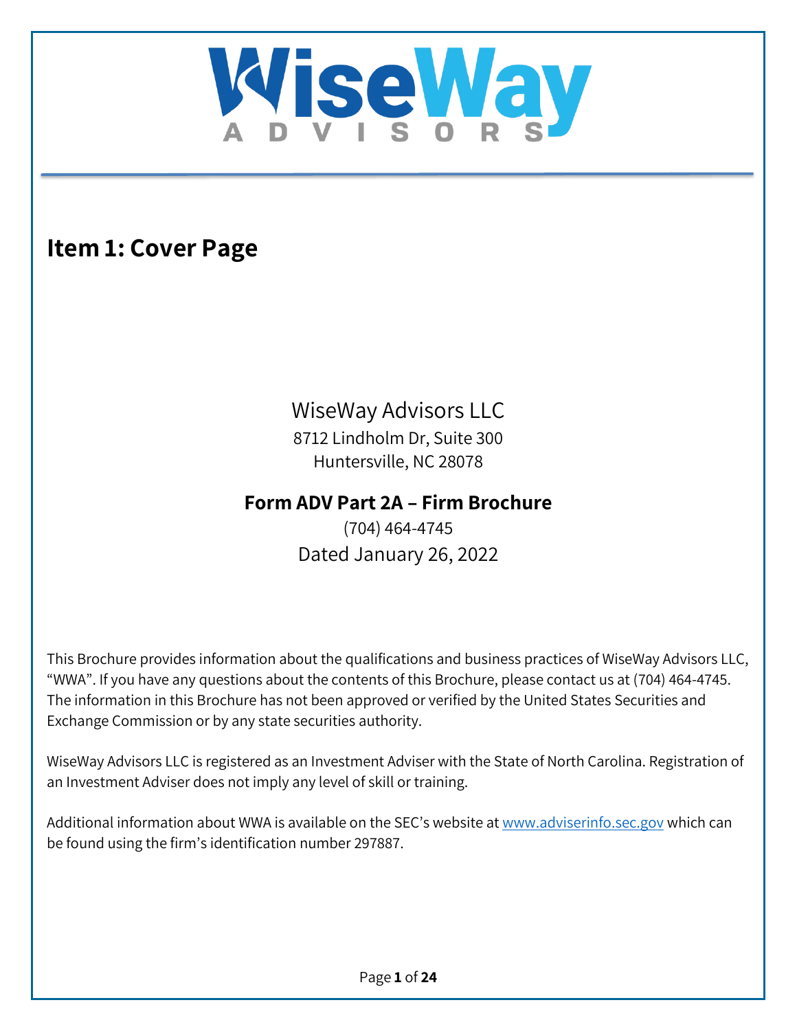# Item 1: Cover Page

WiseWay Advisors LLC
8712 Lindholm Dr, Suite 300
Huntersville, NC 28078

**Form ADV Part 2A – Firm Brochure**

(704) 464-4745
Dated January 26, 2022

This Brochure provides information about the qualifications and business practices of WiseWay Advisors LLC, "WWA". If you have any questions about the contents of this Brochure, please contact us at (704) 464-4745. The information in this Brochure has not been approved or verified by the United States Securities and Exchange Commission or by any state securities authority.

WiseWay Advisors LLC is registered as an Investment Adviser with the State of North Carolina. Registration of an Investment Adviser does not imply any level of skill or training.

Additional information about WWA is available on the SEC's website at www.adviserinfo.sec.gov which can be found using the firm's identification number 297887.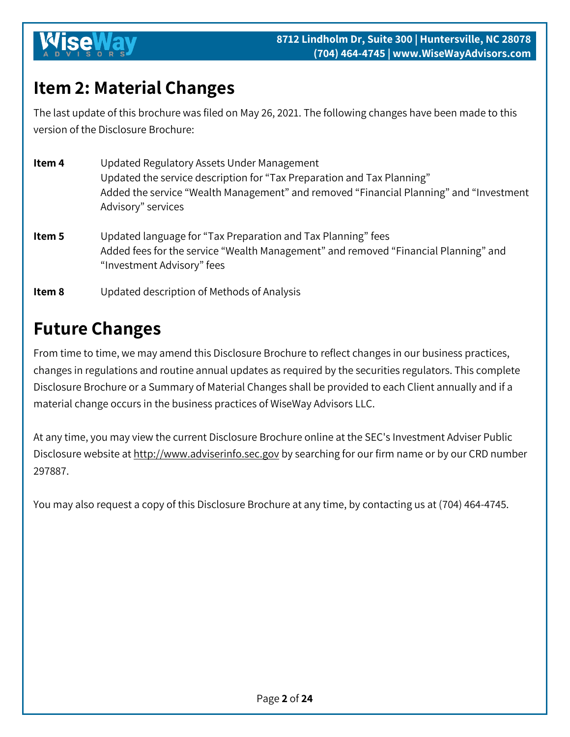# Item 2: Material Changes

The last update of this brochure was filed on May 26, 2021. The following changes have been made to this version of the Disclosure Brochure:

| | |
|---|---|
| **Item 4** | Updated Regulatory Assets Under Management<br>Updated the service description for "Tax Preparation and Tax Planning"<br>Added the service "Wealth Management" and removed "Financial Planning" and "Investment Advisory" services |
| **Item 5** | Updated language for "Tax Preparation and Tax Planning" fees<br>Added fees for the service "Wealth Management" and removed "Financial Planning" and "Investment Advisory" fees |
| **Item 8** | Updated description of Methods of Analysis |

# Future Changes

From time to time, we may amend this Disclosure Brochure to reflect changes in our business practices, changes in regulations and routine annual updates as required by the securities regulators. This complete Disclosure Brochure or a Summary of Material Changes shall be provided to each Client annually and if a material change occurs in the business practices of WiseWay Advisors LLC.

At any time, you may view the current Disclosure Brochure online at the SEC's Investment Adviser Public Disclosure website at http://www.adviserinfo.sec.gov by searching for our firm name or by our CRD number 297887.

You may also request a copy of this Disclosure Brochure at any time, by contacting us at (704) 464-4745.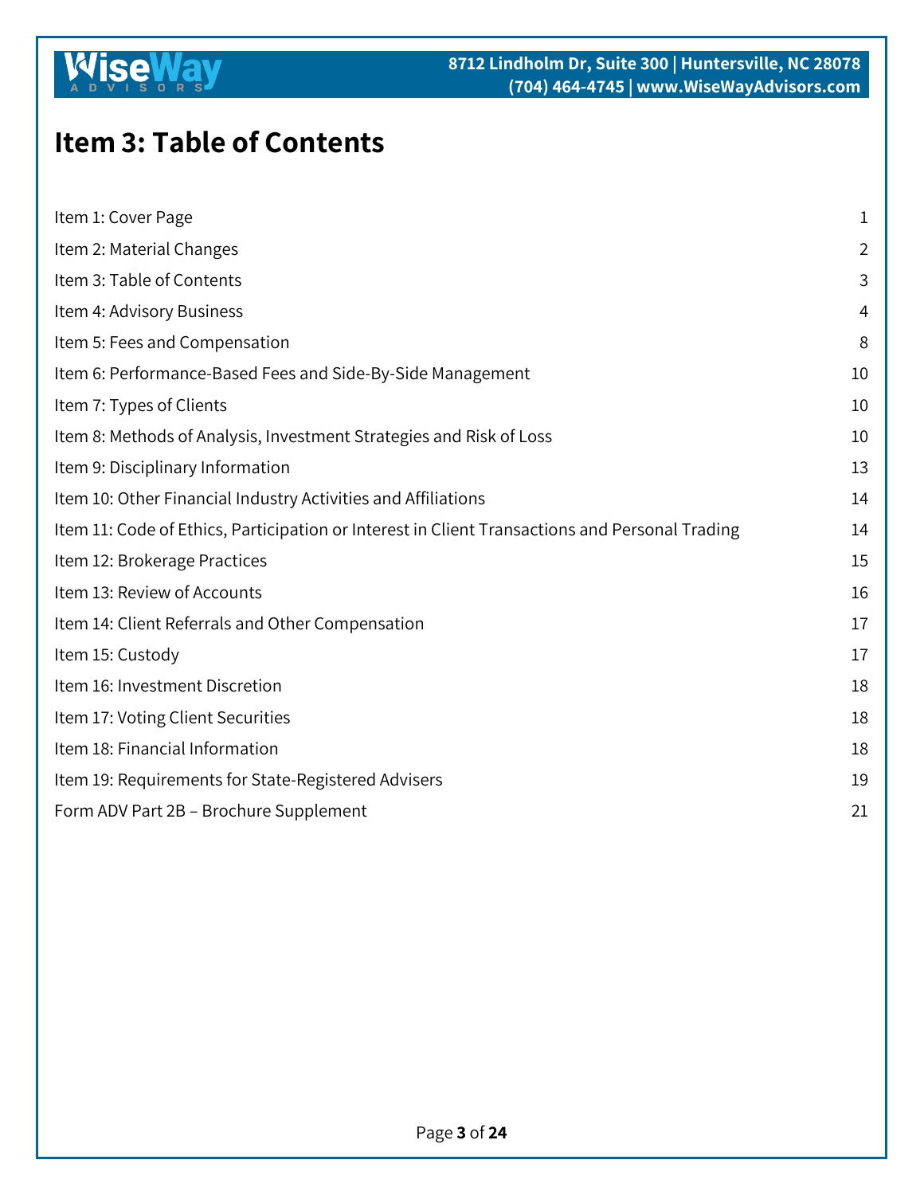# Item 3: Table of Contents

| | |
|---|---|
| Item 1: Cover Page | 1 |
| Item 2: Material Changes | 2 |
| Item 3: Table of Contents | 3 |
| Item 4: Advisory Business | 4 |
| Item 5: Fees and Compensation | 8 |
| Item 6: Performance-Based Fees and Side-By-Side Management | 10 |
| Item 7: Types of Clients | 10 |
| Item 8: Methods of Analysis, Investment Strategies and Risk of Loss | 10 |
| Item 9: Disciplinary Information | 13 |
| Item 10: Other Financial Industry Activities and Affiliations | 14 |
| Item 11: Code of Ethics, Participation or Interest in Client Transactions and Personal Trading | 14 |
| Item 12: Brokerage Practices | 15 |
| Item 13: Review of Accounts | 16 |
| Item 14: Client Referrals and Other Compensation | 17 |
| Item 15: Custody | 17 |
| Item 16: Investment Discretion | 18 |
| Item 17: Voting Client Securities | 18 |
| Item 18: Financial Information | 18 |
| Item 19: Requirements for State-Registered Advisers | 19 |
| Form ADV Part 2B – Brochure Supplement | 21 |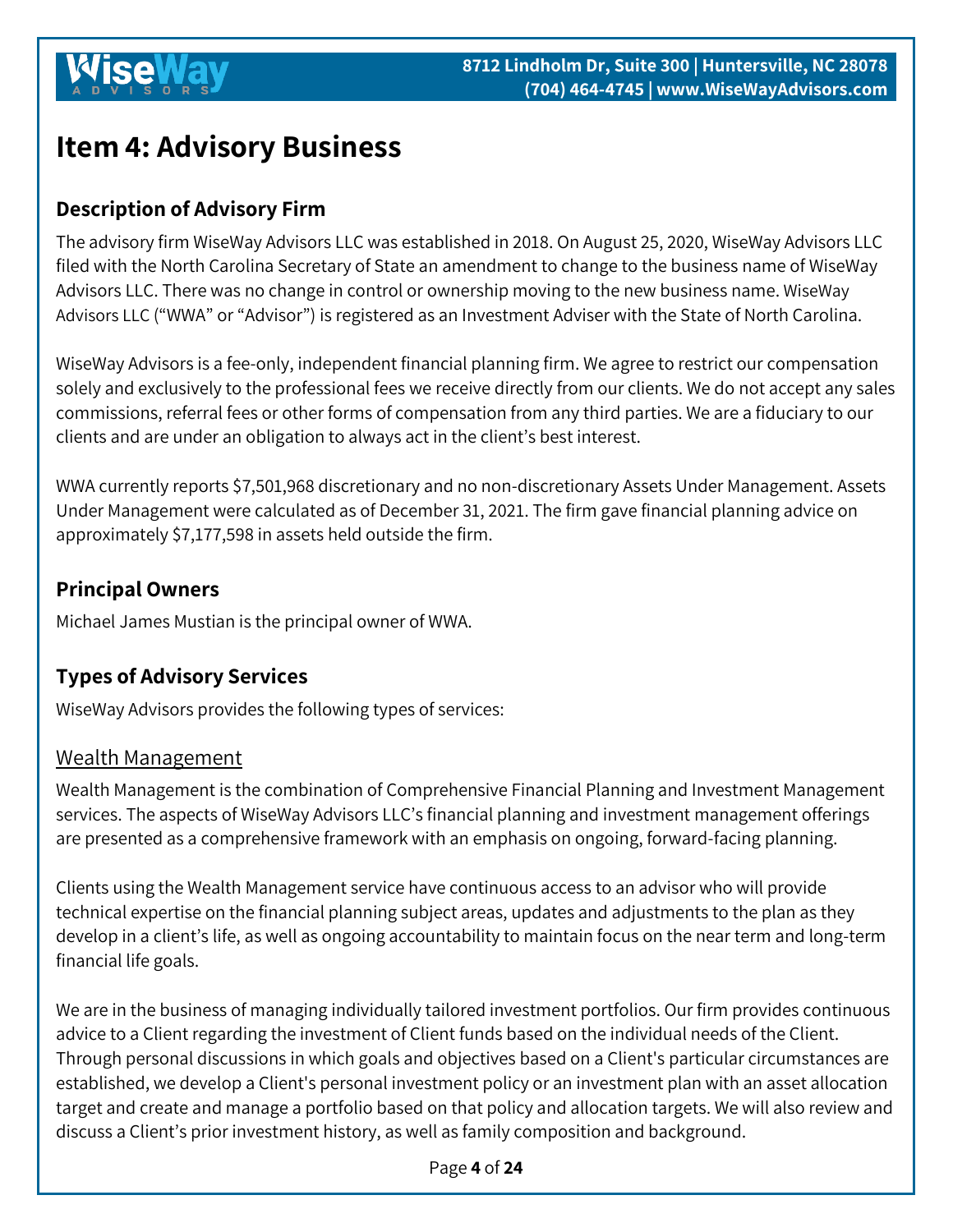# Item 4: Advisory Business

## Description of Advisory Firm

The advisory firm WiseWay Advisors LLC was established in 2018. On August 25, 2020, WiseWay Advisors LLC filed with the North Carolina Secretary of State an amendment to change to the business name of WiseWay Advisors LLC. There was no change in control or ownership moving to the new business name. WiseWay Advisors LLC ("WWA" or "Advisor") is registered as an Investment Adviser with the State of North Carolina.

WiseWay Advisors is a fee-only, independent financial planning firm. We agree to restrict our compensation solely and exclusively to the professional fees we receive directly from our clients. We do not accept any sales commissions, referral fees or other forms of compensation from any third parties. We are a fiduciary to our clients and are under an obligation to always act in the client's best interest.

WWA currently reports $7,501,968 discretionary and no non-discretionary Assets Under Management. Assets Under Management were calculated as of December 31, 2021. The firm gave financial planning advice on approximately $7,177,598 in assets held outside the firm.

## Principal Owners

Michael James Mustian is the principal owner of WWA.

## Types of Advisory Services

WiseWay Advisors provides the following types of services:

### Wealth Management

Wealth Management is the combination of Comprehensive Financial Planning and Investment Management services. The aspects of WiseWay Advisors LLC's financial planning and investment management offerings are presented as a comprehensive framework with an emphasis on ongoing, forward-facing planning.

Clients using the Wealth Management service have continuous access to an advisor who will provide technical expertise on the financial planning subject areas, updates and adjustments to the plan as they develop in a client's life, as well as ongoing accountability to maintain focus on the near term and long-term financial life goals.

We are in the business of managing individually tailored investment portfolios. Our firm provides continuous advice to a Client regarding the investment of Client funds based on the individual needs of the Client. Through personal discussions in which goals and objectives based on a Client's particular circumstances are established, we develop a Client's personal investment policy or an investment plan with an asset allocation target and create and manage a portfolio based on that policy and allocation targets. We will also review and discuss a Client's prior investment history, as well as family composition and background.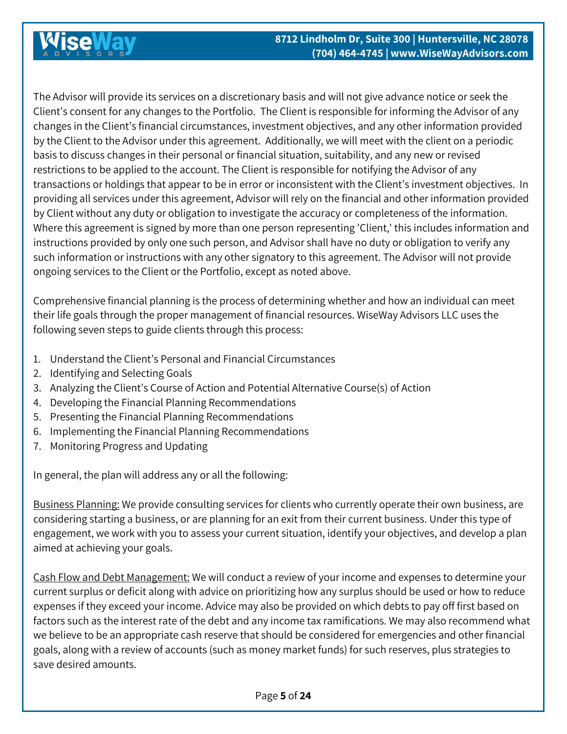The Advisor will provide its services on a discretionary basis and will not give advance notice or seek the Client's consent for any changes to the Portfolio. The Client is responsible for informing the Advisor of any changes in the Client's financial circumstances, investment objectives, and any other information provided by the Client to the Advisor under this agreement. Additionally, we will meet with the client on a periodic basis to discuss changes in their personal or financial situation, suitability, and any new or revised restrictions to be applied to the account. The Client is responsible for notifying the Advisor of any transactions or holdings that appear to be in error or inconsistent with the Client's investment objectives. In providing all services under this agreement, Advisor will rely on the financial and other information provided by Client without any duty or obligation to investigate the accuracy or completeness of the information. Where this agreement is signed by more than one person representing 'Client,' this includes information and instructions provided by only one such person, and Advisor shall have no duty or obligation to verify any such information or instructions with any other signatory to this agreement. The Advisor will not provide ongoing services to the Client or the Portfolio, except as noted above.

Comprehensive financial planning is the process of determining whether and how an individual can meet their life goals through the proper management of financial resources. WiseWay Advisors LLC uses the following seven steps to guide clients through this process:

1. Understand the Client's Personal and Financial Circumstances
2. Identifying and Selecting Goals
3. Analyzing the Client's Course of Action and Potential Alternative Course(s) of Action
4. Developing the Financial Planning Recommendations
5. Presenting the Financial Planning Recommendations
6. Implementing the Financial Planning Recommendations
7. Monitoring Progress and Updating

In general, the plan will address any or all the following:

<u>Business Planning:</u> We provide consulting services for clients who currently operate their own business, are considering starting a business, or are planning for an exit from their current business. Under this type of engagement, we work with you to assess your current situation, identify your objectives, and develop a plan aimed at achieving your goals.

<u>Cash Flow and Debt Management:</u> We will conduct a review of your income and expenses to determine your current surplus or deficit along with advice on prioritizing how any surplus should be used or how to reduce expenses if they exceed your income. Advice may also be provided on which debts to pay off first based on factors such as the interest rate of the debt and any income tax ramifications. We may also recommend what we believe to be an appropriate cash reserve that should be considered for emergencies and other financial goals, along with a review of accounts (such as money market funds) for such reserves, plus strategies to save desired amounts.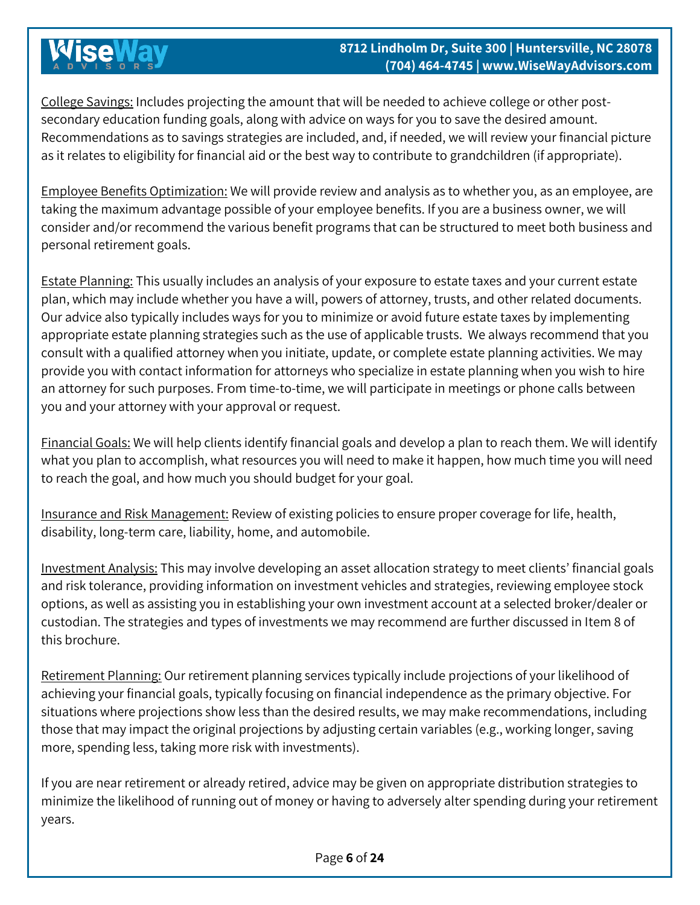College Savings: Includes projecting the amount that will be needed to achieve college or other post-secondary education funding goals, along with advice on ways for you to save the desired amount. Recommendations as to savings strategies are included, and, if needed, we will review your financial picture as it relates to eligibility for financial aid or the best way to contribute to grandchildren (if appropriate).

Employee Benefits Optimization: We will provide review and analysis as to whether you, as an employee, are taking the maximum advantage possible of your employee benefits. If you are a business owner, we will consider and/or recommend the various benefit programs that can be structured to meet both business and personal retirement goals.

Estate Planning: This usually includes an analysis of your exposure to estate taxes and your current estate plan, which may include whether you have a will, powers of attorney, trusts, and other related documents. Our advice also typically includes ways for you to minimize or avoid future estate taxes by implementing appropriate estate planning strategies such as the use of applicable trusts. We always recommend that you consult with a qualified attorney when you initiate, update, or complete estate planning activities. We may provide you with contact information for attorneys who specialize in estate planning when you wish to hire an attorney for such purposes. From time-to-time, we will participate in meetings or phone calls between you and your attorney with your approval or request.

Financial Goals: We will help clients identify financial goals and develop a plan to reach them. We will identify what you plan to accomplish, what resources you will need to make it happen, how much time you will need to reach the goal, and how much you should budget for your goal.

Insurance and Risk Management: Review of existing policies to ensure proper coverage for life, health, disability, long-term care, liability, home, and automobile.

Investment Analysis: This may involve developing an asset allocation strategy to meet clients' financial goals and risk tolerance, providing information on investment vehicles and strategies, reviewing employee stock options, as well as assisting you in establishing your own investment account at a selected broker/dealer or custodian. The strategies and types of investments we may recommend are further discussed in Item 8 of this brochure.

Retirement Planning: Our retirement planning services typically include projections of your likelihood of achieving your financial goals, typically focusing on financial independence as the primary objective. For situations where projections show less than the desired results, we may make recommendations, including those that may impact the original projections by adjusting certain variables (e.g., working longer, saving more, spending less, taking more risk with investments).

If you are near retirement or already retired, advice may be given on appropriate distribution strategies to minimize the likelihood of running out of money or having to adversely alter spending during your retirement years.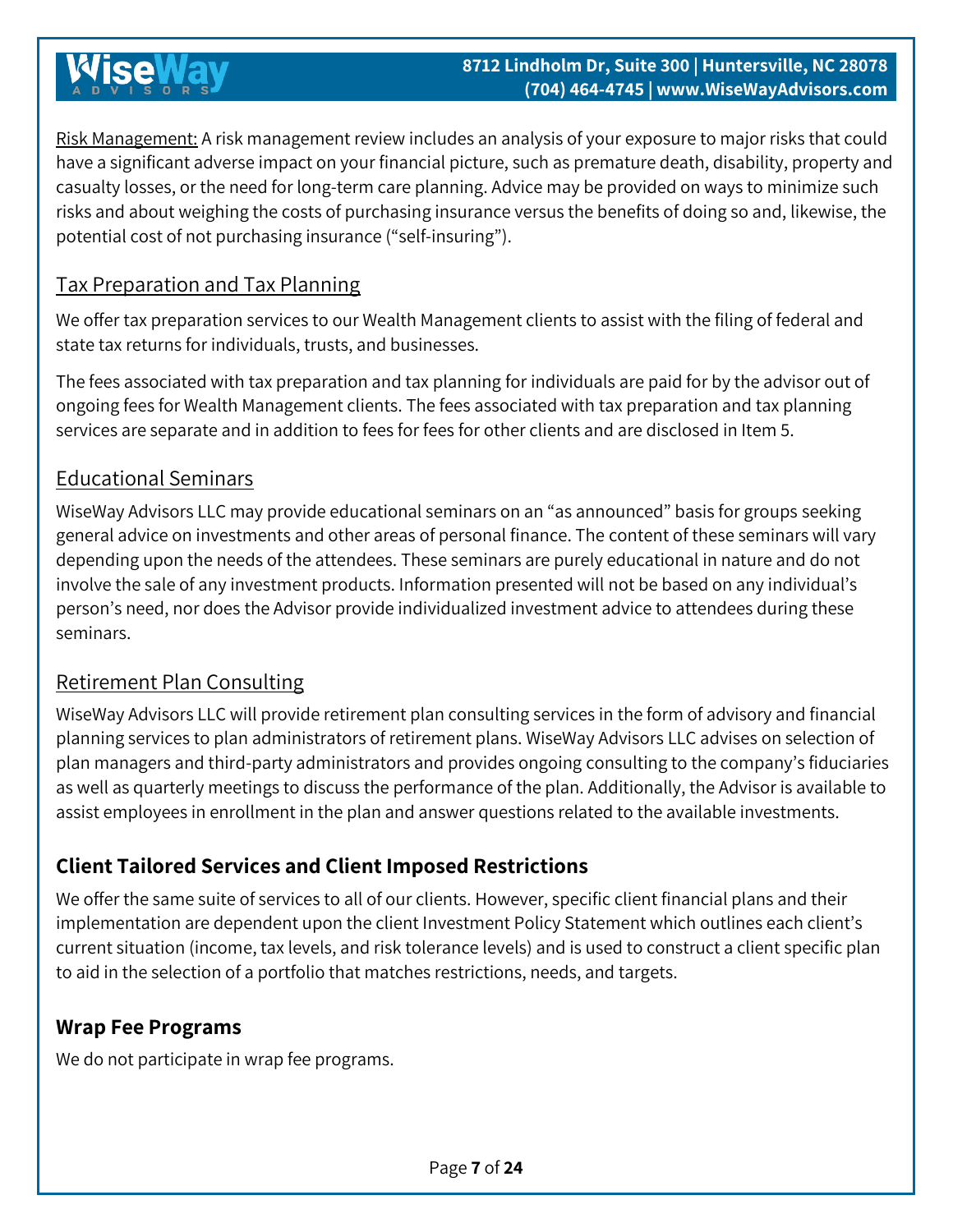Risk Management: A risk management review includes an analysis of your exposure to major risks that could have a significant adverse impact on your financial picture, such as premature death, disability, property and casualty losses, or the need for long-term care planning. Advice may be provided on ways to minimize such risks and about weighing the costs of purchasing insurance versus the benefits of doing so and, likewise, the potential cost of not purchasing insurance ("self-insuring").

### Tax Preparation and Tax Planning

We offer tax preparation services to our Wealth Management clients to assist with the filing of federal and state tax returns for individuals, trusts, and businesses.

The fees associated with tax preparation and tax planning for individuals are paid for by the advisor out of ongoing fees for Wealth Management clients. The fees associated with tax preparation and tax planning services are separate and in addition to fees for fees for other clients and are disclosed in Item 5.

### Educational Seminars

WiseWay Advisors LLC may provide educational seminars on an "as announced" basis for groups seeking general advice on investments and other areas of personal finance. The content of these seminars will vary depending upon the needs of the attendees. These seminars are purely educational in nature and do not involve the sale of any investment products. Information presented will not be based on any individual's person's need, nor does the Advisor provide individualized investment advice to attendees during these seminars.

### Retirement Plan Consulting

WiseWay Advisors LLC will provide retirement plan consulting services in the form of advisory and financial planning services to plan administrators of retirement plans. WiseWay Advisors LLC advises on selection of plan managers and third-party administrators and provides ongoing consulting to the company's fiduciaries as well as quarterly meetings to discuss the performance of the plan. Additionally, the Advisor is available to assist employees in enrollment in the plan and answer questions related to the available investments.

## Client Tailored Services and Client Imposed Restrictions

We offer the same suite of services to all of our clients. However, specific client financial plans and their implementation are dependent upon the client Investment Policy Statement which outlines each client's current situation (income, tax levels, and risk tolerance levels) and is used to construct a client specific plan to aid in the selection of a portfolio that matches restrictions, needs, and targets.

## Wrap Fee Programs

We do not participate in wrap fee programs.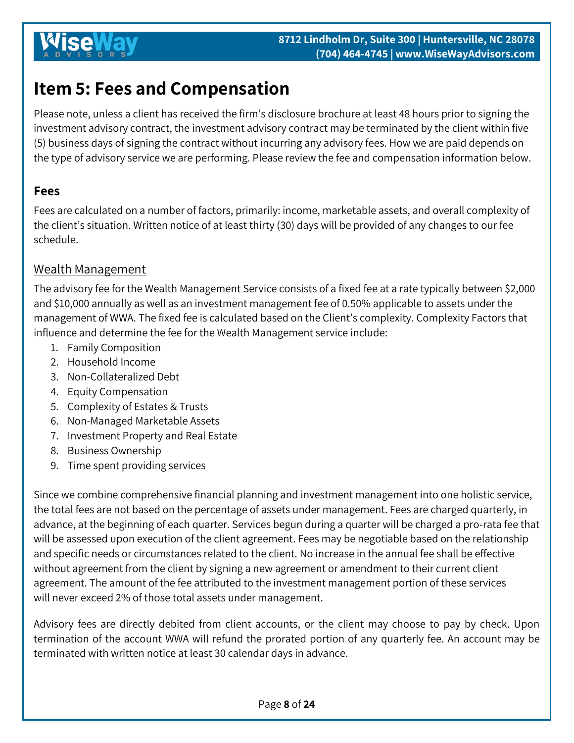# Item 5: Fees and Compensation

Please note, unless a client has received the firm's disclosure brochure at least 48 hours prior to signing the investment advisory contract, the investment advisory contract may be terminated by the client within five (5) business days of signing the contract without incurring any advisory fees. How we are paid depends on the type of advisory service we are performing. Please review the fee and compensation information below.

## Fees

Fees are calculated on a number of factors, primarily: income, marketable assets, and overall complexity of the client's situation. Written notice of at least thirty (30) days will be provided of any changes to our fee schedule.

### Wealth Management

The advisory fee for the Wealth Management Service consists of a fixed fee at a rate typically between $2,000 and $10,000 annually as well as an investment management fee of 0.50% applicable to assets under the management of WWA. The fixed fee is calculated based on the Client's complexity. Complexity Factors that influence and determine the fee for the Wealth Management service include:

1. Family Composition
2. Household Income
3. Non-Collateralized Debt
4. Equity Compensation
5. Complexity of Estates & Trusts
6. Non-Managed Marketable Assets
7. Investment Property and Real Estate
8. Business Ownership
9. Time spent providing services

Since we combine comprehensive financial planning and investment management into one holistic service, the total fees are not based on the percentage of assets under management. Fees are charged quarterly, in advance, at the beginning of each quarter. Services begun during a quarter will be charged a pro-rata fee that will be assessed upon execution of the client agreement. Fees may be negotiable based on the relationship and specific needs or circumstances related to the client. No increase in the annual fee shall be effective without agreement from the client by signing a new agreement or amendment to their current client agreement. The amount of the fee attributed to the investment management portion of these services will never exceed 2% of those total assets under management.

Advisory fees are directly debited from client accounts, or the client may choose to pay by check. Upon termination of the account WWA will refund the prorated portion of any quarterly fee. An account may be terminated with written notice at least 30 calendar days in advance.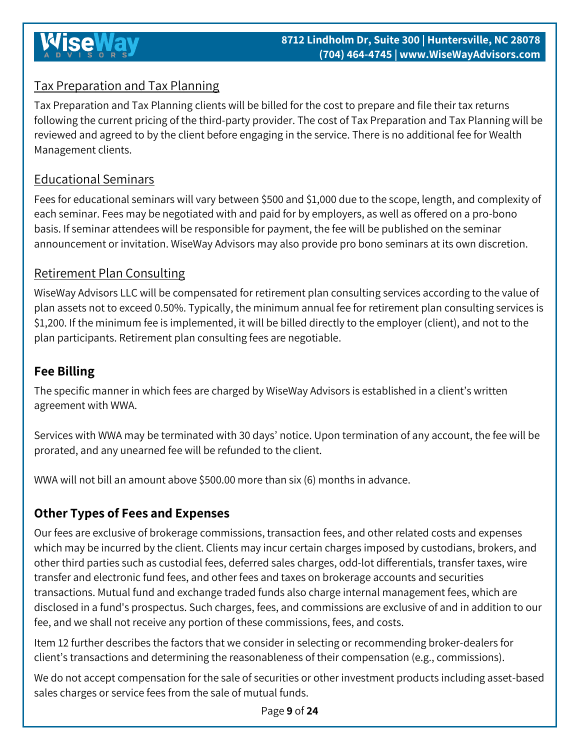### Tax Preparation and Tax Planning

Tax Preparation and Tax Planning clients will be billed for the cost to prepare and file their tax returns following the current pricing of the third-party provider. The cost of Tax Preparation and Tax Planning will be reviewed and agreed to by the client before engaging in the service. There is no additional fee for Wealth Management clients.

### Educational Seminars

Fees for educational seminars will vary between $500 and $1,000 due to the scope, length, and complexity of each seminar. Fees may be negotiated with and paid for by employers, as well as offered on a pro-bono basis. If seminar attendees will be responsible for payment, the fee will be published on the seminar announcement or invitation. WiseWay Advisors may also provide pro bono seminars at its own discretion.

### Retirement Plan Consulting

WiseWay Advisors LLC will be compensated for retirement plan consulting services according to the value of plan assets not to exceed 0.50%. Typically, the minimum annual fee for retirement plan consulting services is $1,200. If the minimum fee is implemented, it will be billed directly to the employer (client), and not to the plan participants. Retirement plan consulting fees are negotiable.

## Fee Billing

The specific manner in which fees are charged by WiseWay Advisors is established in a client's written agreement with WWA.

Services with WWA may be terminated with 30 days' notice. Upon termination of any account, the fee will be prorated, and any unearned fee will be refunded to the client.

WWA will not bill an amount above $500.00 more than six (6) months in advance.

## Other Types of Fees and Expenses

Our fees are exclusive of brokerage commissions, transaction fees, and other related costs and expenses which may be incurred by the client. Clients may incur certain charges imposed by custodians, brokers, and other third parties such as custodial fees, deferred sales charges, odd-lot differentials, transfer taxes, wire transfer and electronic fund fees, and other fees and taxes on brokerage accounts and securities transactions. Mutual fund and exchange traded funds also charge internal management fees, which are disclosed in a fund's prospectus. Such charges, fees, and commissions are exclusive of and in addition to our fee, and we shall not receive any portion of these commissions, fees, and costs.

Item 12 further describes the factors that we consider in selecting or recommending broker-dealers for client's transactions and determining the reasonableness of their compensation (e.g., commissions).

We do not accept compensation for the sale of securities or other investment products including asset-based sales charges or service fees from the sale of mutual funds.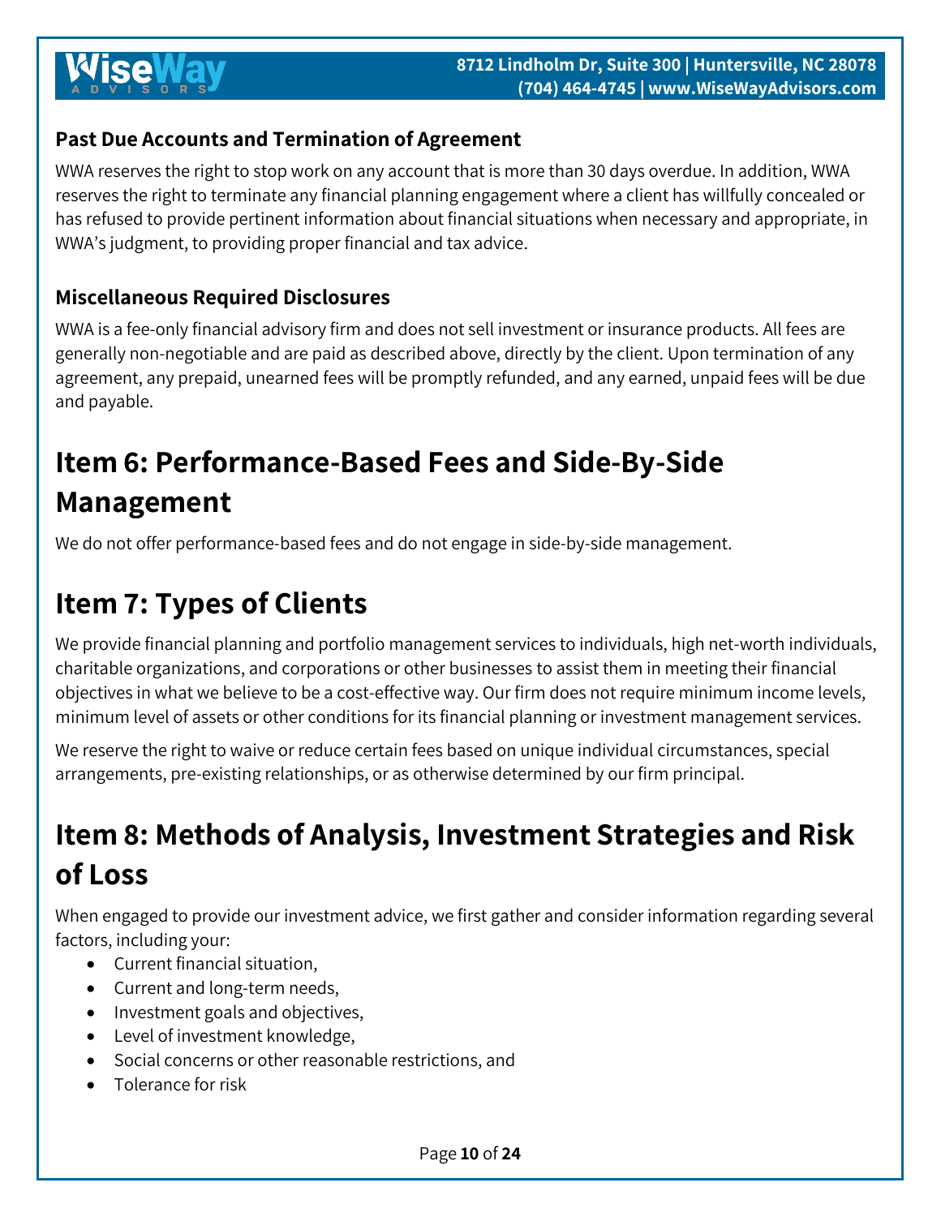### Past Due Accounts and Termination of Agreement

WWA reserves the right to stop work on any account that is more than 30 days overdue. In addition, WWA reserves the right to terminate any financial planning engagement where a client has willfully concealed or has refused to provide pertinent information about financial situations when necessary and appropriate, in WWA's judgment, to providing proper financial and tax advice.

### Miscellaneous Required Disclosures

WWA is a fee-only financial advisory firm and does not sell investment or insurance products. All fees are generally non-negotiable and are paid as described above, directly by the client. Upon termination of any agreement, any prepaid, unearned fees will be promptly refunded, and any earned, unpaid fees will be due and payable.

## Item 6: Performance-Based Fees and Side-By-Side Management

We do not offer performance-based fees and do not engage in side-by-side management.

## Item 7: Types of Clients

We provide financial planning and portfolio management services to individuals, high net-worth individuals, charitable organizations, and corporations or other businesses to assist them in meeting their financial objectives in what we believe to be a cost-effective way. Our firm does not require minimum income levels, minimum level of assets or other conditions for its financial planning or investment management services.

We reserve the right to waive or reduce certain fees based on unique individual circumstances, special arrangements, pre-existing relationships, or as otherwise determined by our firm principal.

## Item 8: Methods of Analysis, Investment Strategies and Risk of Loss

When engaged to provide our investment advice, we first gather and consider information regarding several factors, including your:

- Current financial situation,
- Current and long-term needs,
- Investment goals and objectives,
- Level of investment knowledge,
- Social concerns or other reasonable restrictions, and
- Tolerance for risk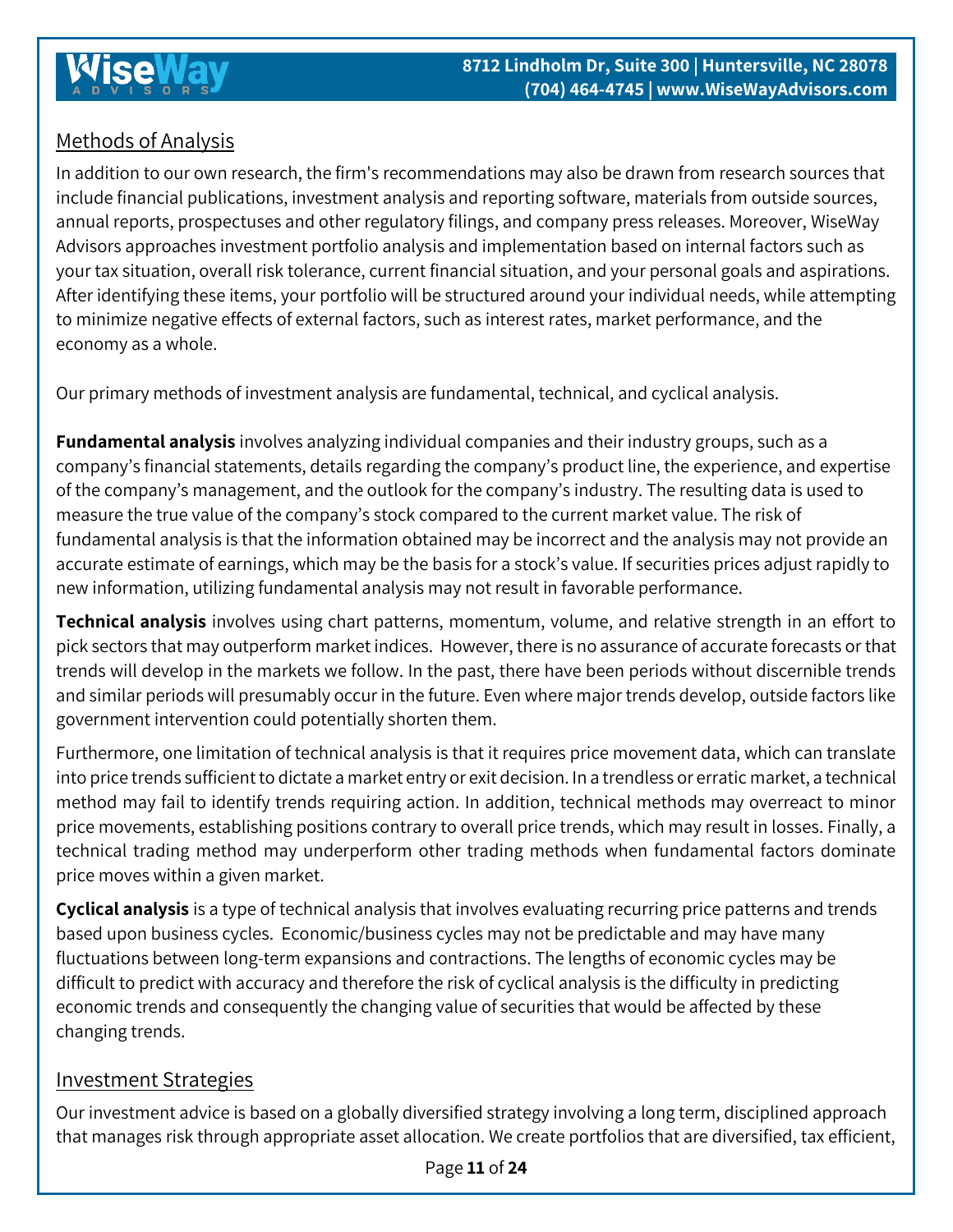## Methods of Analysis

In addition to our own research, the firm's recommendations may also be drawn from research sources that include financial publications, investment analysis and reporting software, materials from outside sources, annual reports, prospectuses and other regulatory filings, and company press releases. Moreover, WiseWay Advisors approaches investment portfolio analysis and implementation based on internal factors such as your tax situation, overall risk tolerance, current financial situation, and your personal goals and aspirations. After identifying these items, your portfolio will be structured around your individual needs, while attempting to minimize negative effects of external factors, such as interest rates, market performance, and the economy as a whole.

Our primary methods of investment analysis are fundamental, technical, and cyclical analysis.

**Fundamental analysis** involves analyzing individual companies and their industry groups, such as a company's financial statements, details regarding the company's product line, the experience, and expertise of the company's management, and the outlook for the company's industry. The resulting data is used to measure the true value of the company's stock compared to the current market value. The risk of fundamental analysis is that the information obtained may be incorrect and the analysis may not provide an accurate estimate of earnings, which may be the basis for a stock's value. If securities prices adjust rapidly to new information, utilizing fundamental analysis may not result in favorable performance.

**Technical analysis** involves using chart patterns, momentum, volume, and relative strength in an effort to pick sectors that may outperform market indices. However, there is no assurance of accurate forecasts or that trends will develop in the markets we follow. In the past, there have been periods without discernible trends and similar periods will presumably occur in the future. Even where major trends develop, outside factors like government intervention could potentially shorten them.

Furthermore, one limitation of technical analysis is that it requires price movement data, which can translate into price trends sufficient to dictate a market entry or exit decision. In a trendless or erratic market, a technical method may fail to identify trends requiring action. In addition, technical methods may overreact to minor price movements, establishing positions contrary to overall price trends, which may result in losses. Finally, a technical trading method may underperform other trading methods when fundamental factors dominate price moves within a given market.

**Cyclical analysis** is a type of technical analysis that involves evaluating recurring price patterns and trends based upon business cycles. Economic/business cycles may not be predictable and may have many fluctuations between long-term expansions and contractions. The lengths of economic cycles may be difficult to predict with accuracy and therefore the risk of cyclical analysis is the difficulty in predicting economic trends and consequently the changing value of securities that would be affected by these changing trends.

## Investment Strategies

Our investment advice is based on a globally diversified strategy involving a long term, disciplined approach that manages risk through appropriate asset allocation. We create portfolios that are diversified, tax efficient,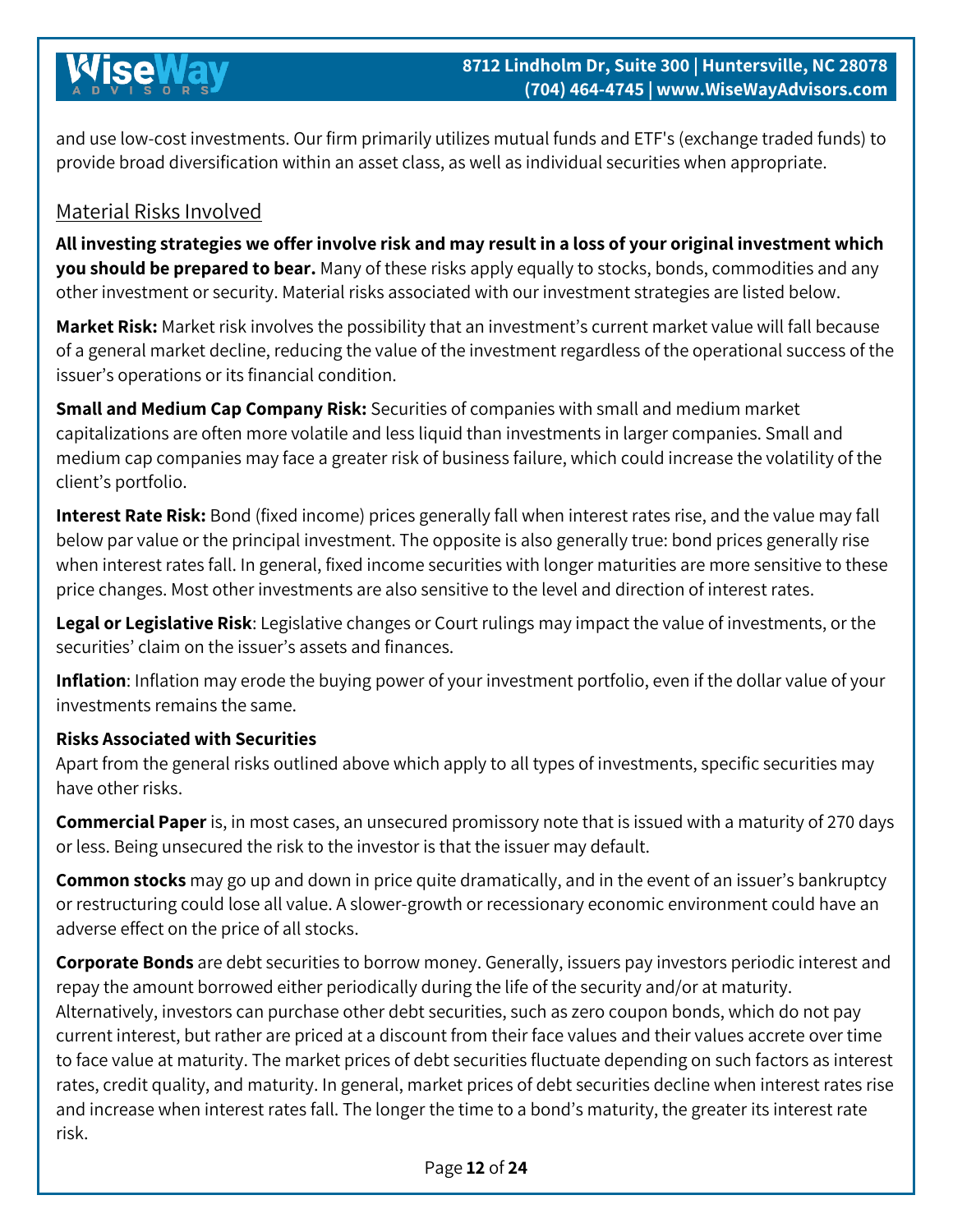and use low-cost investments. Our firm primarily utilizes mutual funds and ETF's (exchange traded funds) to provide broad diversification within an asset class, as well as individual securities when appropriate.

## Material Risks Involved

**All investing strategies we offer involve risk and may result in a loss of your original investment which you should be prepared to bear.** Many of these risks apply equally to stocks, bonds, commodities and any other investment or security. Material risks associated with our investment strategies are listed below.

**Market Risk:** Market risk involves the possibility that an investment's current market value will fall because of a general market decline, reducing the value of the investment regardless of the operational success of the issuer's operations or its financial condition.

**Small and Medium Cap Company Risk:** Securities of companies with small and medium market capitalizations are often more volatile and less liquid than investments in larger companies. Small and medium cap companies may face a greater risk of business failure, which could increase the volatility of the client's portfolio.

**Interest Rate Risk:** Bond (fixed income) prices generally fall when interest rates rise, and the value may fall below par value or the principal investment. The opposite is also generally true: bond prices generally rise when interest rates fall. In general, fixed income securities with longer maturities are more sensitive to these price changes. Most other investments are also sensitive to the level and direction of interest rates.

**Legal or Legislative Risk**: Legislative changes or Court rulings may impact the value of investments, or the securities' claim on the issuer's assets and finances.

**Inflation**: Inflation may erode the buying power of your investment portfolio, even if the dollar value of your investments remains the same.

**Risks Associated with Securities**

Apart from the general risks outlined above which apply to all types of investments, specific securities may have other risks.

**Commercial Paper** is, in most cases, an unsecured promissory note that is issued with a maturity of 270 days or less. Being unsecured the risk to the investor is that the issuer may default.

**Common stocks** may go up and down in price quite dramatically, and in the event of an issuer's bankruptcy or restructuring could lose all value. A slower-growth or recessionary economic environment could have an adverse effect on the price of all stocks.

**Corporate Bonds** are debt securities to borrow money. Generally, issuers pay investors periodic interest and repay the amount borrowed either periodically during the life of the security and/or at maturity. Alternatively, investors can purchase other debt securities, such as zero coupon bonds, which do not pay current interest, but rather are priced at a discount from their face values and their values accrete over time to face value at maturity. The market prices of debt securities fluctuate depending on such factors as interest rates, credit quality, and maturity. In general, market prices of debt securities decline when interest rates rise and increase when interest rates fall. The longer the time to a bond's maturity, the greater its interest rate risk.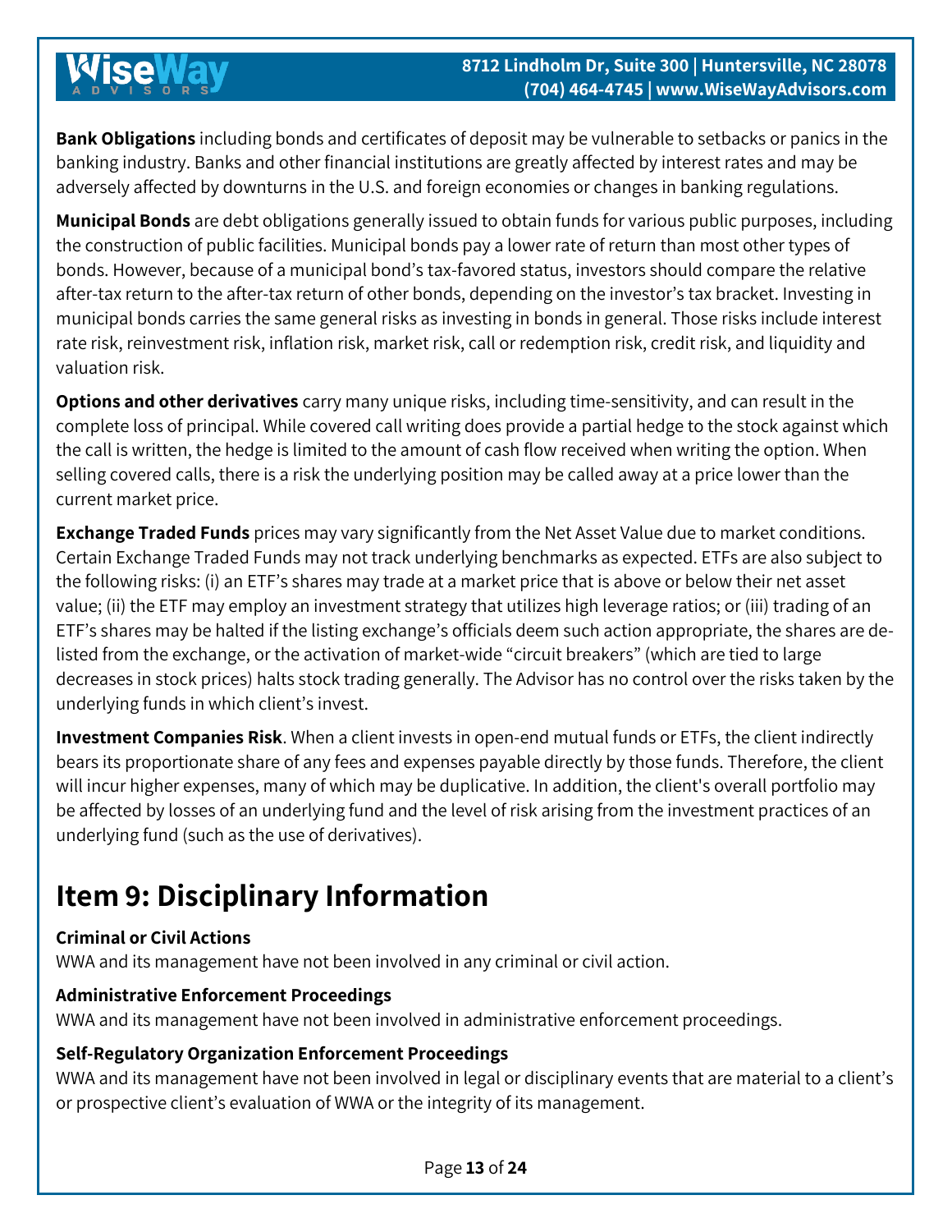**Bank Obligations** including bonds and certificates of deposit may be vulnerable to setbacks or panics in the banking industry. Banks and other financial institutions are greatly affected by interest rates and may be adversely affected by downturns in the U.S. and foreign economies or changes in banking regulations.

**Municipal Bonds** are debt obligations generally issued to obtain funds for various public purposes, including the construction of public facilities. Municipal bonds pay a lower rate of return than most other types of bonds. However, because of a municipal bond's tax-favored status, investors should compare the relative after-tax return to the after-tax return of other bonds, depending on the investor's tax bracket. Investing in municipal bonds carries the same general risks as investing in bonds in general. Those risks include interest rate risk, reinvestment risk, inflation risk, market risk, call or redemption risk, credit risk, and liquidity and valuation risk.

**Options and other derivatives** carry many unique risks, including time-sensitivity, and can result in the complete loss of principal. While covered call writing does provide a partial hedge to the stock against which the call is written, the hedge is limited to the amount of cash flow received when writing the option. When selling covered calls, there is a risk the underlying position may be called away at a price lower than the current market price.

**Exchange Traded Funds** prices may vary significantly from the Net Asset Value due to market conditions. Certain Exchange Traded Funds may not track underlying benchmarks as expected. ETFs are also subject to the following risks: (i) an ETF's shares may trade at a market price that is above or below their net asset value; (ii) the ETF may employ an investment strategy that utilizes high leverage ratios; or (iii) trading of an ETF's shares may be halted if the listing exchange's officials deem such action appropriate, the shares are de-listed from the exchange, or the activation of market-wide "circuit breakers" (which are tied to large decreases in stock prices) halts stock trading generally. The Advisor has no control over the risks taken by the underlying funds in which client's invest.

**Investment Companies Risk**. When a client invests in open-end mutual funds or ETFs, the client indirectly bears its proportionate share of any fees and expenses payable directly by those funds. Therefore, the client will incur higher expenses, many of which may be duplicative. In addition, the client's overall portfolio may be affected by losses of an underlying fund and the level of risk arising from the investment practices of an underlying fund (such as the use of derivatives).

# Item 9: Disciplinary Information

**Criminal or Civil Actions**
WWA and its management have not been involved in any criminal or civil action.

**Administrative Enforcement Proceedings**
WWA and its management have not been involved in administrative enforcement proceedings.

**Self-Regulatory Organization Enforcement Proceedings**
WWA and its management have not been involved in legal or disciplinary events that are material to a client's or prospective client's evaluation of WWA or the integrity of its management.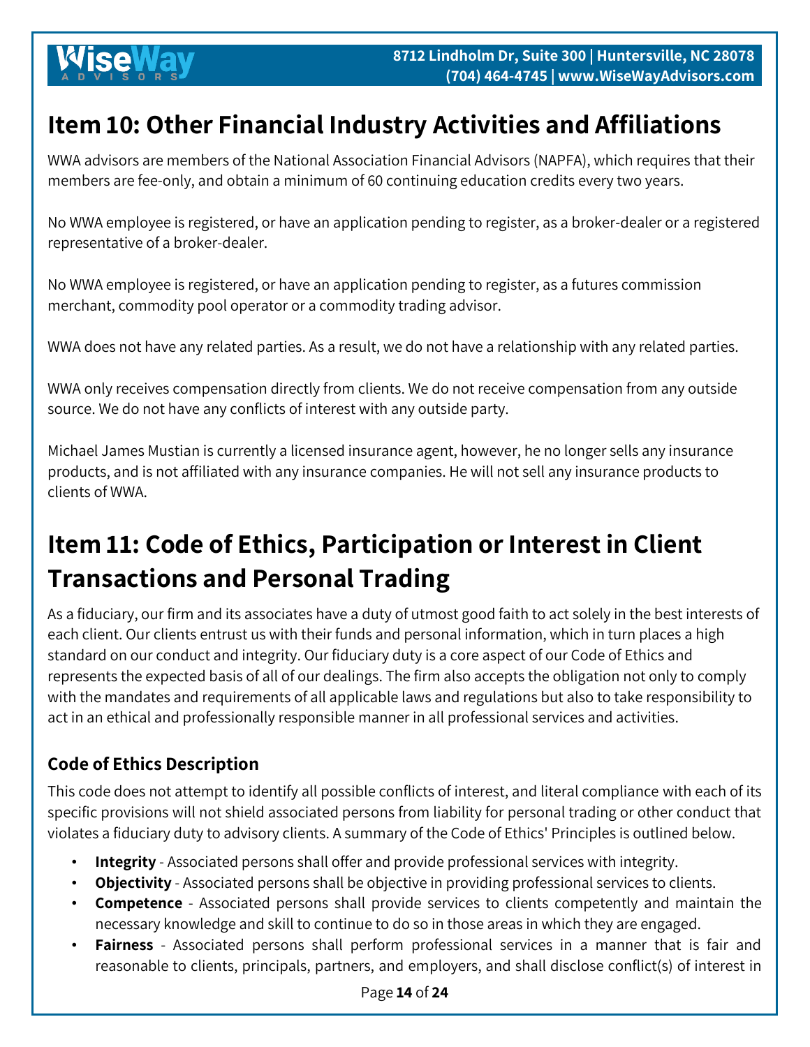## Item 10: Other Financial Industry Activities and Affiliations

WWA advisors are members of the National Association Financial Advisors (NAPFA), which requires that their members are fee-only, and obtain a minimum of 60 continuing education credits every two years.

No WWA employee is registered, or have an application pending to register, as a broker-dealer or a registered representative of a broker-dealer.

No WWA employee is registered, or have an application pending to register, as a futures commission merchant, commodity pool operator or a commodity trading advisor.

WWA does not have any related parties. As a result, we do not have a relationship with any related parties.

WWA only receives compensation directly from clients. We do not receive compensation from any outside source. We do not have any conflicts of interest with any outside party.

Michael James Mustian is currently a licensed insurance agent, however, he no longer sells any insurance products, and is not affiliated with any insurance companies. He will not sell any insurance products to clients of WWA.

## Item 11: Code of Ethics, Participation or Interest in Client Transactions and Personal Trading

As a fiduciary, our firm and its associates have a duty of utmost good faith to act solely in the best interests of each client. Our clients entrust us with their funds and personal information, which in turn places a high standard on our conduct and integrity. Our fiduciary duty is a core aspect of our Code of Ethics and represents the expected basis of all of our dealings. The firm also accepts the obligation not only to comply with the mandates and requirements of all applicable laws and regulations but also to take responsibility to act in an ethical and professionally responsible manner in all professional services and activities.

### Code of Ethics Description

This code does not attempt to identify all possible conflicts of interest, and literal compliance with each of its specific provisions will not shield associated persons from liability for personal trading or other conduct that violates a fiduciary duty to advisory clients. A summary of the Code of Ethics' Principles is outlined below.

- **Integrity** - Associated persons shall offer and provide professional services with integrity.
- **Objectivity** - Associated persons shall be objective in providing professional services to clients.
- **Competence** - Associated persons shall provide services to clients competently and maintain the necessary knowledge and skill to continue to do so in those areas in which they are engaged.
- **Fairness** - Associated persons shall perform professional services in a manner that is fair and reasonable to clients, principals, partners, and employers, and shall disclose conflict(s) of interest in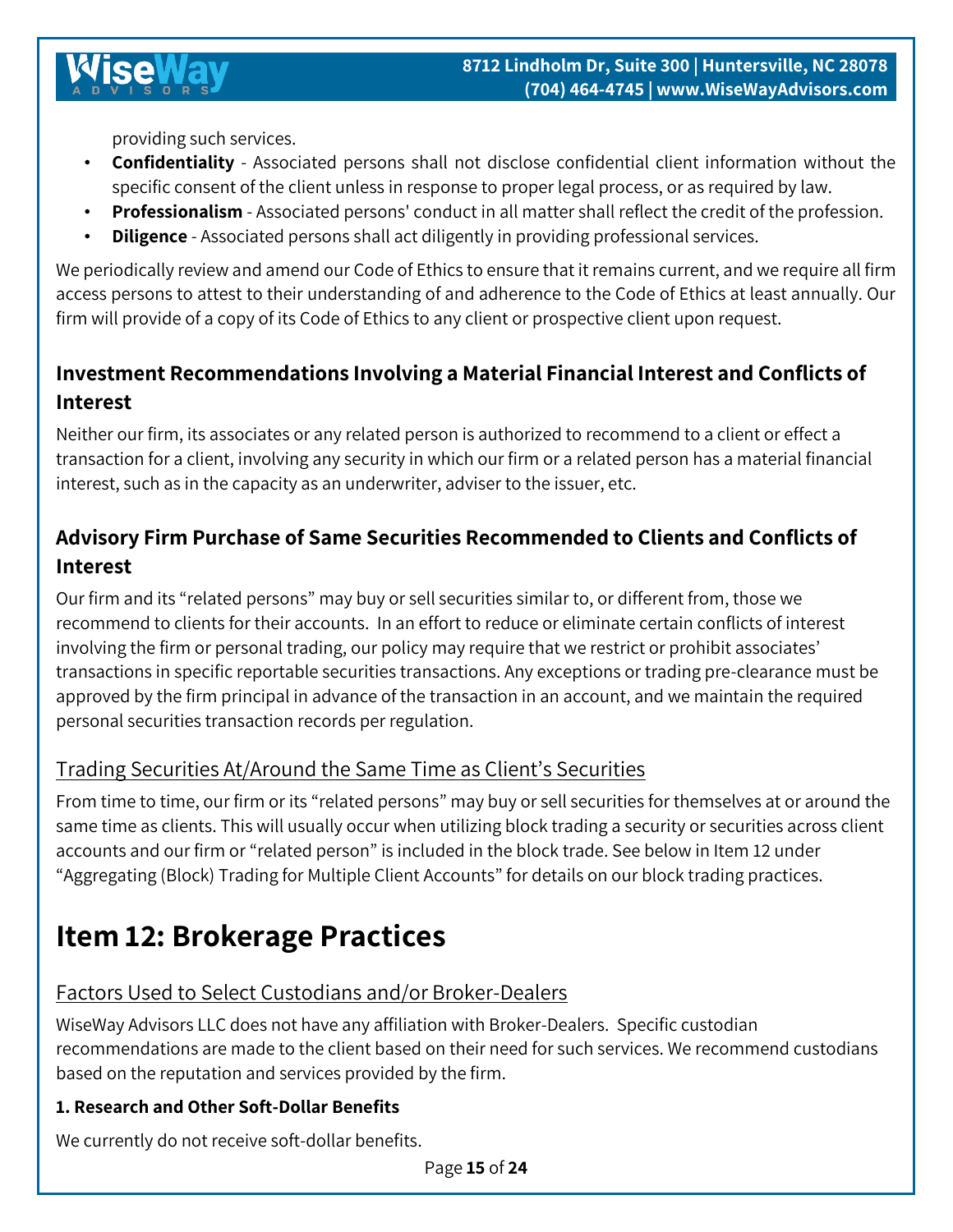providing such services.

- **Confidentiality** - Associated persons shall not disclose confidential client information without the specific consent of the client unless in response to proper legal process, or as required by law.
- **Professionalism** - Associated persons' conduct in all matter shall reflect the credit of the profession.
- **Diligence** - Associated persons shall act diligently in providing professional services.

We periodically review and amend our Code of Ethics to ensure that it remains current, and we require all firm access persons to attest to their understanding of and adherence to the Code of Ethics at least annually. Our firm will provide of a copy of its Code of Ethics to any client or prospective client upon request.

### Investment Recommendations Involving a Material Financial Interest and Conflicts of Interest

Neither our firm, its associates or any related person is authorized to recommend to a client or effect a transaction for a client, involving any security in which our firm or a related person has a material financial interest, such as in the capacity as an underwriter, adviser to the issuer, etc.

### Advisory Firm Purchase of Same Securities Recommended to Clients and Conflicts of Interest

Our firm and its "related persons" may buy or sell securities similar to, or different from, those we recommend to clients for their accounts. In an effort to reduce or eliminate certain conflicts of interest involving the firm or personal trading, our policy may require that we restrict or prohibit associates' transactions in specific reportable securities transactions. Any exceptions or trading pre-clearance must be approved by the firm principal in advance of the transaction in an account, and we maintain the required personal securities transaction records per regulation.

#### Trading Securities At/Around the Same Time as Client's Securities

From time to time, our firm or its "related persons" may buy or sell securities for themselves at or around the same time as clients. This will usually occur when utilizing block trading a security or securities across client accounts and our firm or "related person" is included in the block trade. See below in Item 12 under "Aggregating (Block) Trading for Multiple Client Accounts" for details on our block trading practices.

## Item 12: Brokerage Practices

#### Factors Used to Select Custodians and/or Broker-Dealers

WiseWay Advisors LLC does not have any affiliation with Broker-Dealers. Specific custodian recommendations are made to the client based on their need for such services. We recommend custodians based on the reputation and services provided by the firm.

**1. Research and Other Soft-Dollar Benefits**

We currently do not receive soft-dollar benefits.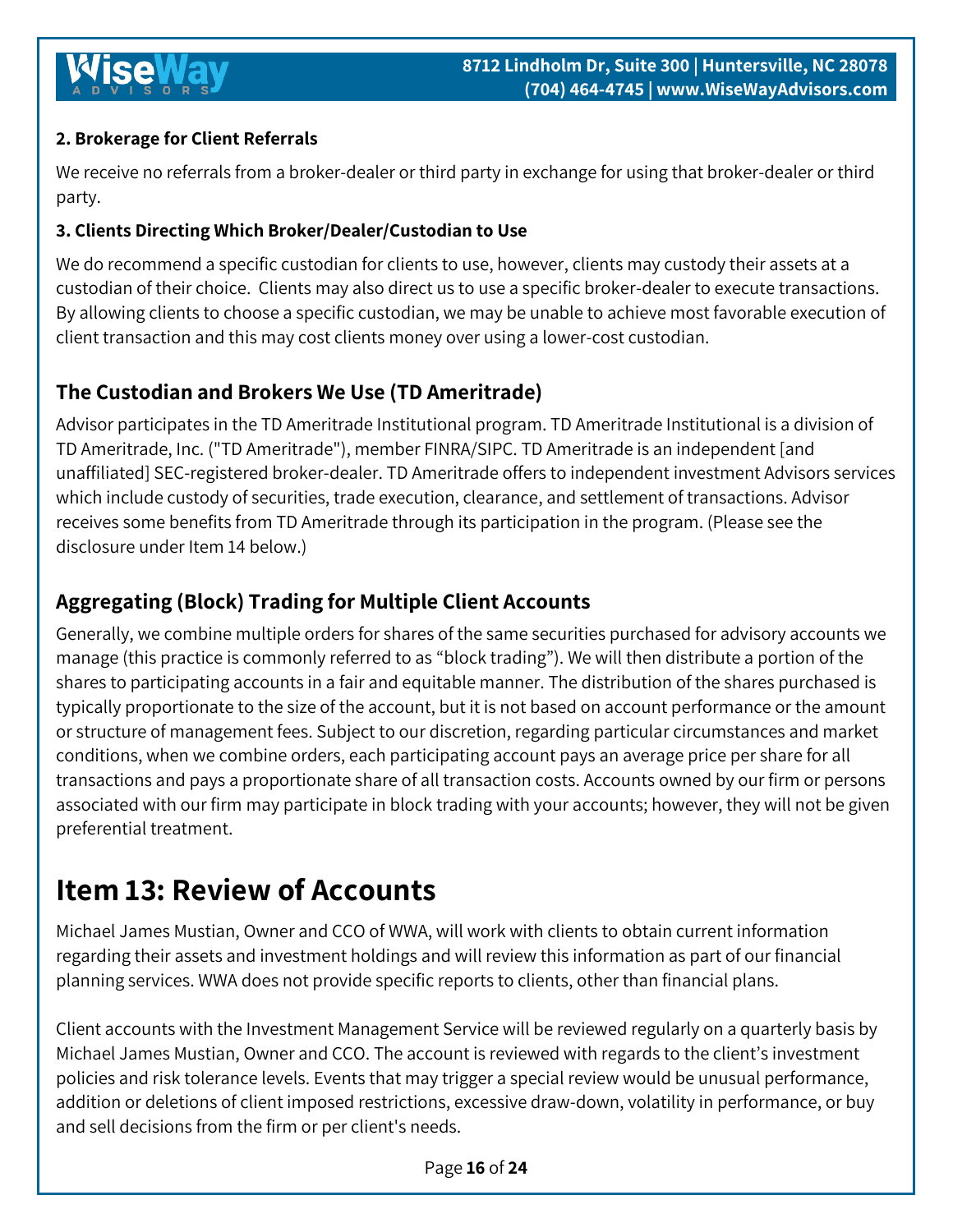### 2. Brokerage for Client Referrals

We receive no referrals from a broker-dealer or third party in exchange for using that broker-dealer or third party.

### 3. Clients Directing Which Broker/Dealer/Custodian to Use

We do recommend a specific custodian for clients to use, however, clients may custody their assets at a custodian of their choice. Clients may also direct us to use a specific broker-dealer to execute transactions. By allowing clients to choose a specific custodian, we may be unable to achieve most favorable execution of client transaction and this may cost clients money over using a lower-cost custodian.

## The Custodian and Brokers We Use (TD Ameritrade)

Advisor participates in the TD Ameritrade Institutional program. TD Ameritrade Institutional is a division of TD Ameritrade, Inc. ("TD Ameritrade"), member FINRA/SIPC. TD Ameritrade is an independent [and unaffiliated] SEC-registered broker-dealer. TD Ameritrade offers to independent investment Advisors services which include custody of securities, trade execution, clearance, and settlement of transactions. Advisor receives some benefits from TD Ameritrade through its participation in the program. (Please see the disclosure under Item 14 below.)

## Aggregating (Block) Trading for Multiple Client Accounts

Generally, we combine multiple orders for shares of the same securities purchased for advisory accounts we manage (this practice is commonly referred to as "block trading"). We will then distribute a portion of the shares to participating accounts in a fair and equitable manner. The distribution of the shares purchased is typically proportionate to the size of the account, but it is not based on account performance or the amount or structure of management fees. Subject to our discretion, regarding particular circumstances and market conditions, when we combine orders, each participating account pays an average price per share for all transactions and pays a proportionate share of all transaction costs. Accounts owned by our firm or persons associated with our firm may participate in block trading with your accounts; however, they will not be given preferential treatment.

# Item 13: Review of Accounts

Michael James Mustian, Owner and CCO of WWA, will work with clients to obtain current information regarding their assets and investment holdings and will review this information as part of our financial planning services. WWA does not provide specific reports to clients, other than financial plans.

Client accounts with the Investment Management Service will be reviewed regularly on a quarterly basis by Michael James Mustian, Owner and CCO. The account is reviewed with regards to the client's investment policies and risk tolerance levels. Events that may trigger a special review would be unusual performance, addition or deletions of client imposed restrictions, excessive draw-down, volatility in performance, or buy and sell decisions from the firm or per client's needs.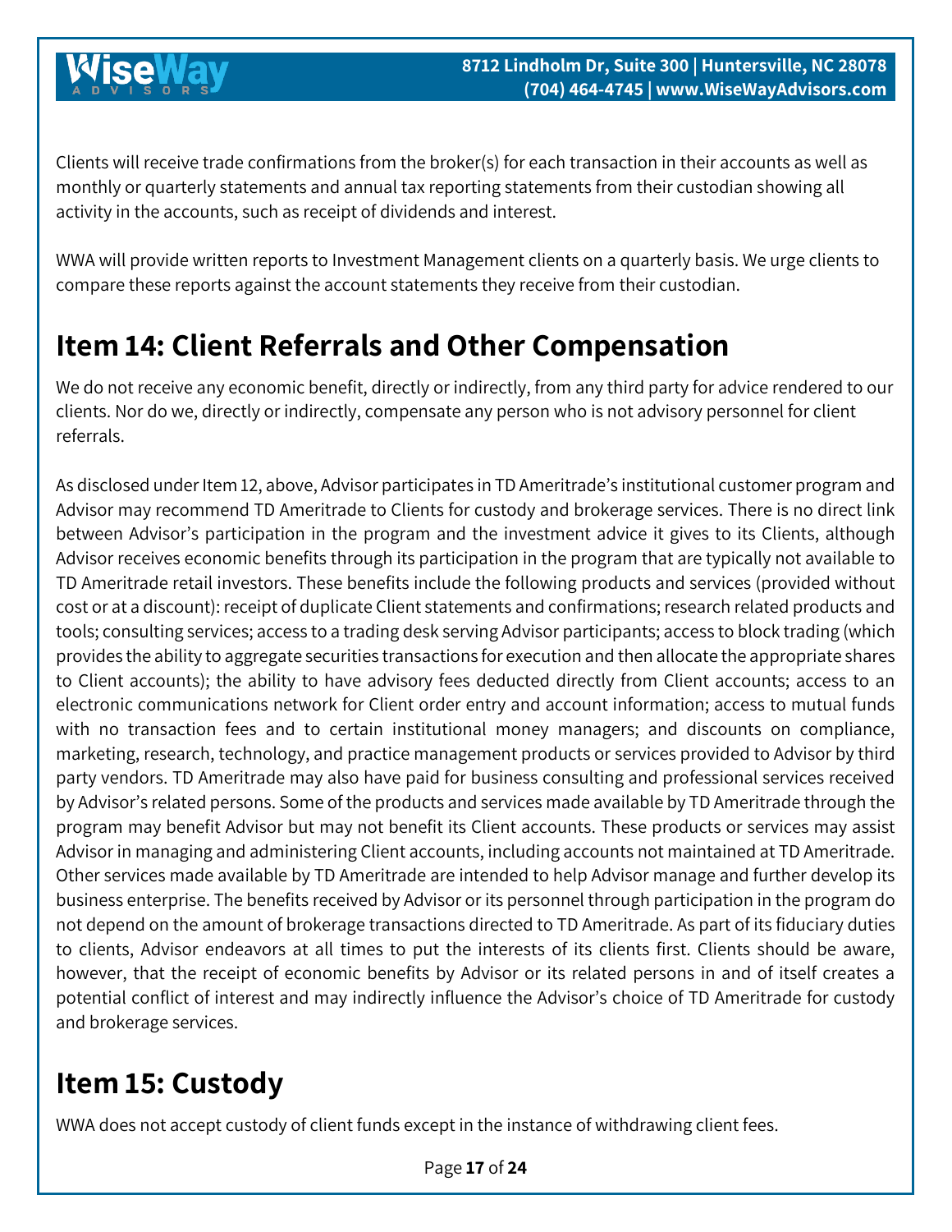Clients will receive trade confirmations from the broker(s) for each transaction in their accounts as well as monthly or quarterly statements and annual tax reporting statements from their custodian showing all activity in the accounts, such as receipt of dividends and interest.

WWA will provide written reports to Investment Management clients on a quarterly basis. We urge clients to compare these reports against the account statements they receive from their custodian.

# Item 14: Client Referrals and Other Compensation

We do not receive any economic benefit, directly or indirectly, from any third party for advice rendered to our clients. Nor do we, directly or indirectly, compensate any person who is not advisory personnel for client referrals.

As disclosed under Item 12, above, Advisor participates in TD Ameritrade's institutional customer program and Advisor may recommend TD Ameritrade to Clients for custody and brokerage services. There is no direct link between Advisor's participation in the program and the investment advice it gives to its Clients, although Advisor receives economic benefits through its participation in the program that are typically not available to TD Ameritrade retail investors. These benefits include the following products and services (provided without cost or at a discount): receipt of duplicate Client statements and confirmations; research related products and tools; consulting services; access to a trading desk serving Advisor participants; access to block trading (which provides the ability to aggregate securities transactions for execution and then allocate the appropriate shares to Client accounts); the ability to have advisory fees deducted directly from Client accounts; access to an electronic communications network for Client order entry and account information; access to mutual funds with no transaction fees and to certain institutional money managers; and discounts on compliance, marketing, research, technology, and practice management products or services provided to Advisor by third party vendors. TD Ameritrade may also have paid for business consulting and professional services received by Advisor's related persons. Some of the products and services made available by TD Ameritrade through the program may benefit Advisor but may not benefit its Client accounts. These products or services may assist Advisor in managing and administering Client accounts, including accounts not maintained at TD Ameritrade. Other services made available by TD Ameritrade are intended to help Advisor manage and further develop its business enterprise. The benefits received by Advisor or its personnel through participation in the program do not depend on the amount of brokerage transactions directed to TD Ameritrade. As part of its fiduciary duties to clients, Advisor endeavors at all times to put the interests of its clients first. Clients should be aware, however, that the receipt of economic benefits by Advisor or its related persons in and of itself creates a potential conflict of interest and may indirectly influence the Advisor's choice of TD Ameritrade for custody and brokerage services.

# Item 15: Custody

WWA does not accept custody of client funds except in the instance of withdrawing client fees.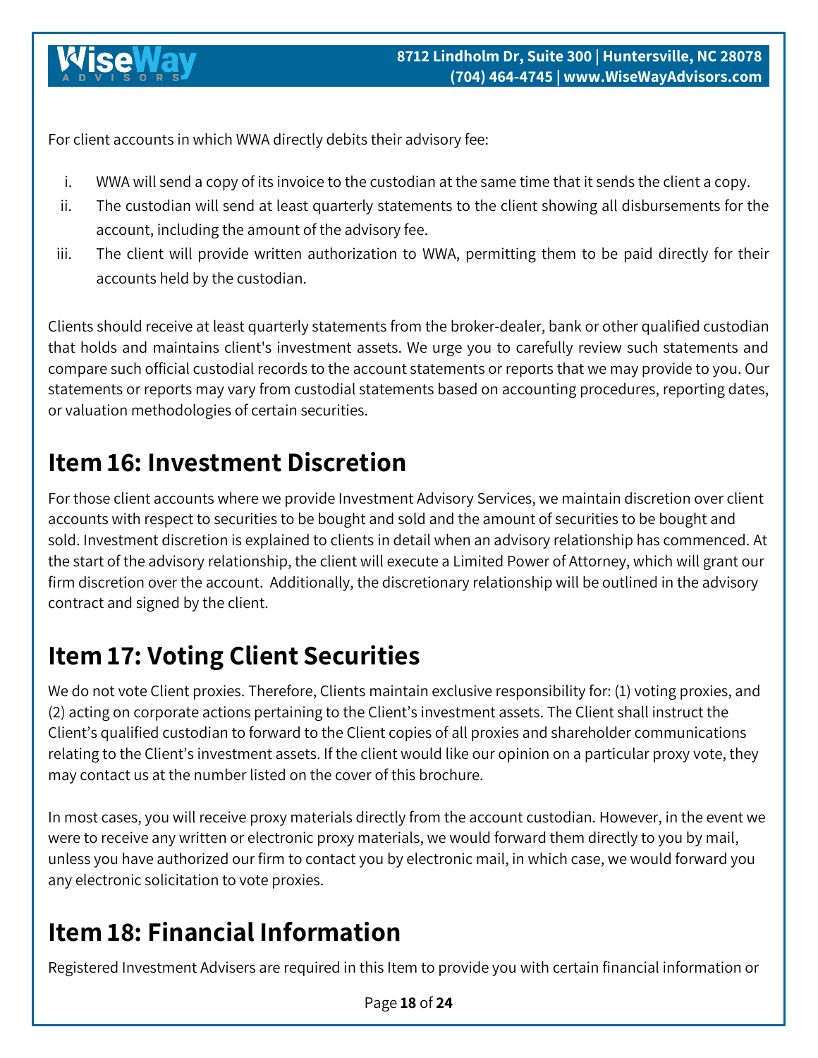For client accounts in which WWA directly debits their advisory fee:

i. WWA will send a copy of its invoice to the custodian at the same time that it sends the client a copy.
ii. The custodian will send at least quarterly statements to the client showing all disbursements for the account, including the amount of the advisory fee.
iii. The client will provide written authorization to WWA, permitting them to be paid directly for their accounts held by the custodian.

Clients should receive at least quarterly statements from the broker-dealer, bank or other qualified custodian that holds and maintains client's investment assets. We urge you to carefully review such statements and compare such official custodial records to the account statements or reports that we may provide to you. Our statements or reports may vary from custodial statements based on accounting procedures, reporting dates, or valuation methodologies of certain securities.

# Item 16: Investment Discretion

For those client accounts where we provide Investment Advisory Services, we maintain discretion over client accounts with respect to securities to be bought and sold and the amount of securities to be bought and sold. Investment discretion is explained to clients in detail when an advisory relationship has commenced. At the start of the advisory relationship, the client will execute a Limited Power of Attorney, which will grant our firm discretion over the account. Additionally, the discretionary relationship will be outlined in the advisory contract and signed by the client.

# Item 17: Voting Client Securities

We do not vote Client proxies. Therefore, Clients maintain exclusive responsibility for: (1) voting proxies, and (2) acting on corporate actions pertaining to the Client's investment assets. The Client shall instruct the Client's qualified custodian to forward to the Client copies of all proxies and shareholder communications relating to the Client's investment assets. If the client would like our opinion on a particular proxy vote, they may contact us at the number listed on the cover of this brochure.

In most cases, you will receive proxy materials directly from the account custodian. However, in the event we were to receive any written or electronic proxy materials, we would forward them directly to you by mail, unless you have authorized our firm to contact you by electronic mail, in which case, we would forward you any electronic solicitation to vote proxies.

# Item 18: Financial Information

Registered Investment Advisers are required in this Item to provide you with certain financial information or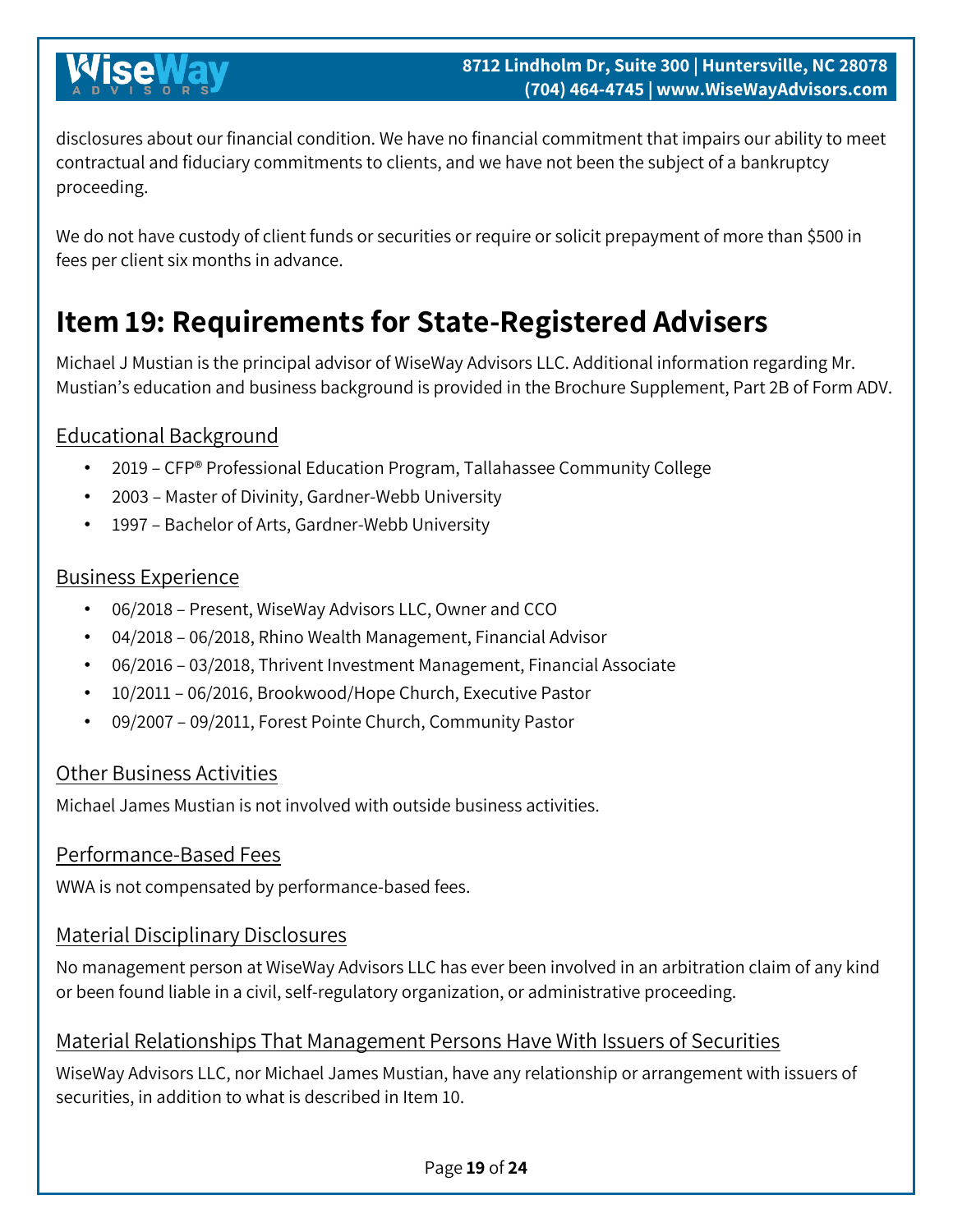disclosures about our financial condition. We have no financial commitment that impairs our ability to meet contractual and fiduciary commitments to clients, and we have not been the subject of a bankruptcy proceeding.

We do not have custody of client funds or securities or require or solicit prepayment of more than $500 in fees per client six months in advance.

# Item 19: Requirements for State-Registered Advisers

Michael J Mustian is the principal advisor of WiseWay Advisors LLC. Additional information regarding Mr. Mustian's education and business background is provided in the Brochure Supplement, Part 2B of Form ADV.

## Educational Background

- 2019 – CFP® Professional Education Program, Tallahassee Community College
- 2003 – Master of Divinity, Gardner-Webb University
- 1997 – Bachelor of Arts, Gardner-Webb University

## Business Experience

- 06/2018 – Present, WiseWay Advisors LLC, Owner and CCO
- 04/2018 – 06/2018, Rhino Wealth Management, Financial Advisor
- 06/2016 – 03/2018, Thrivent Investment Management, Financial Associate
- 10/2011 – 06/2016, Brookwood/Hope Church, Executive Pastor
- 09/2007 – 09/2011, Forest Pointe Church, Community Pastor

## Other Business Activities

Michael James Mustian is not involved with outside business activities.

## Performance-Based Fees

WWA is not compensated by performance-based fees.

## Material Disciplinary Disclosures

No management person at WiseWay Advisors LLC has ever been involved in an arbitration claim of any kind or been found liable in a civil, self-regulatory organization, or administrative proceeding.

## Material Relationships That Management Persons Have With Issuers of Securities

WiseWay Advisors LLC, nor Michael James Mustian, have any relationship or arrangement with issuers of securities, in addition to what is described in Item 10.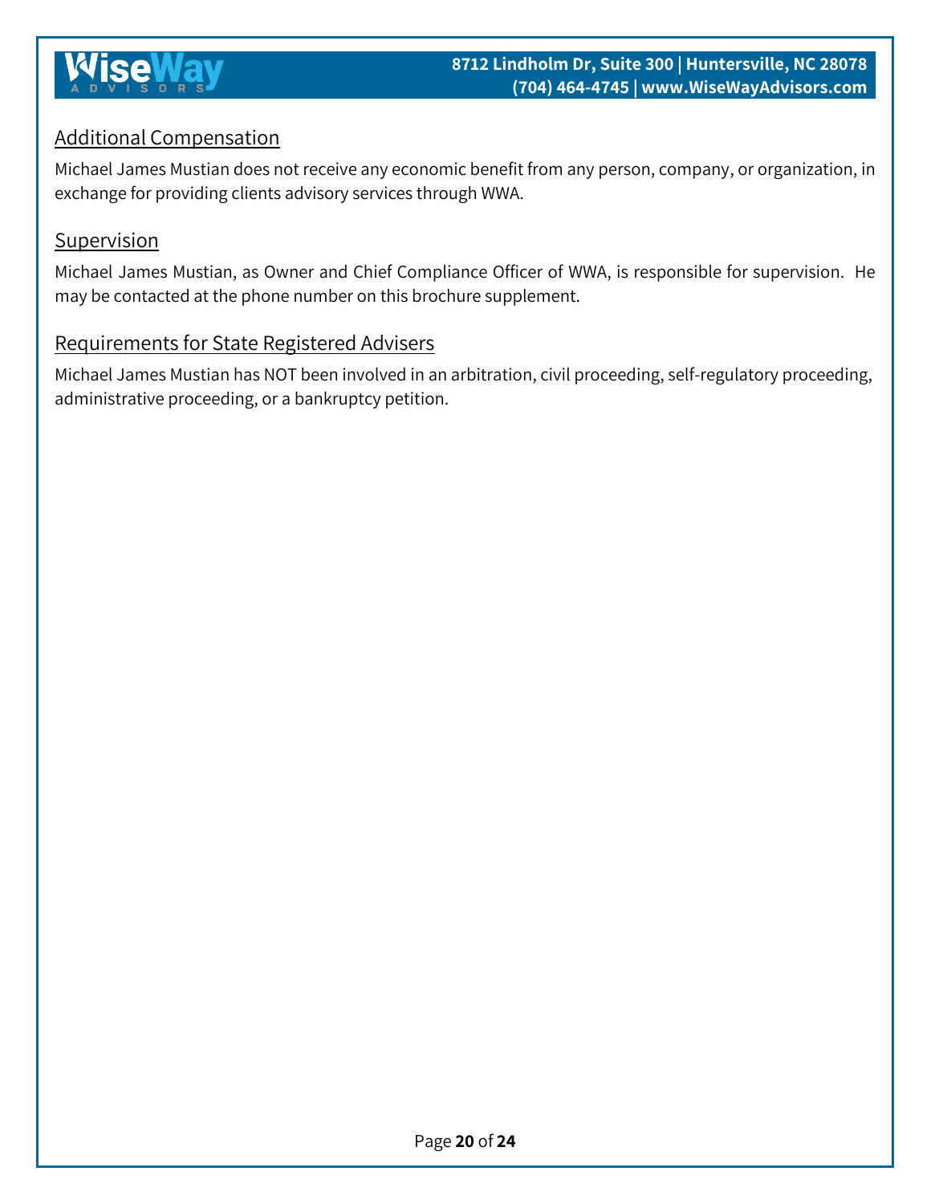## Additional Compensation

Michael James Mustian does not receive any economic benefit from any person, company, or organization, in exchange for providing clients advisory services through WWA.

## Supervision

Michael James Mustian, as Owner and Chief Compliance Officer of WWA, is responsible for supervision. He may be contacted at the phone number on this brochure supplement.

## Requirements for State Registered Advisers

Michael James Mustian has NOT been involved in an arbitration, civil proceeding, self-regulatory proceeding, administrative proceeding, or a bankruptcy petition.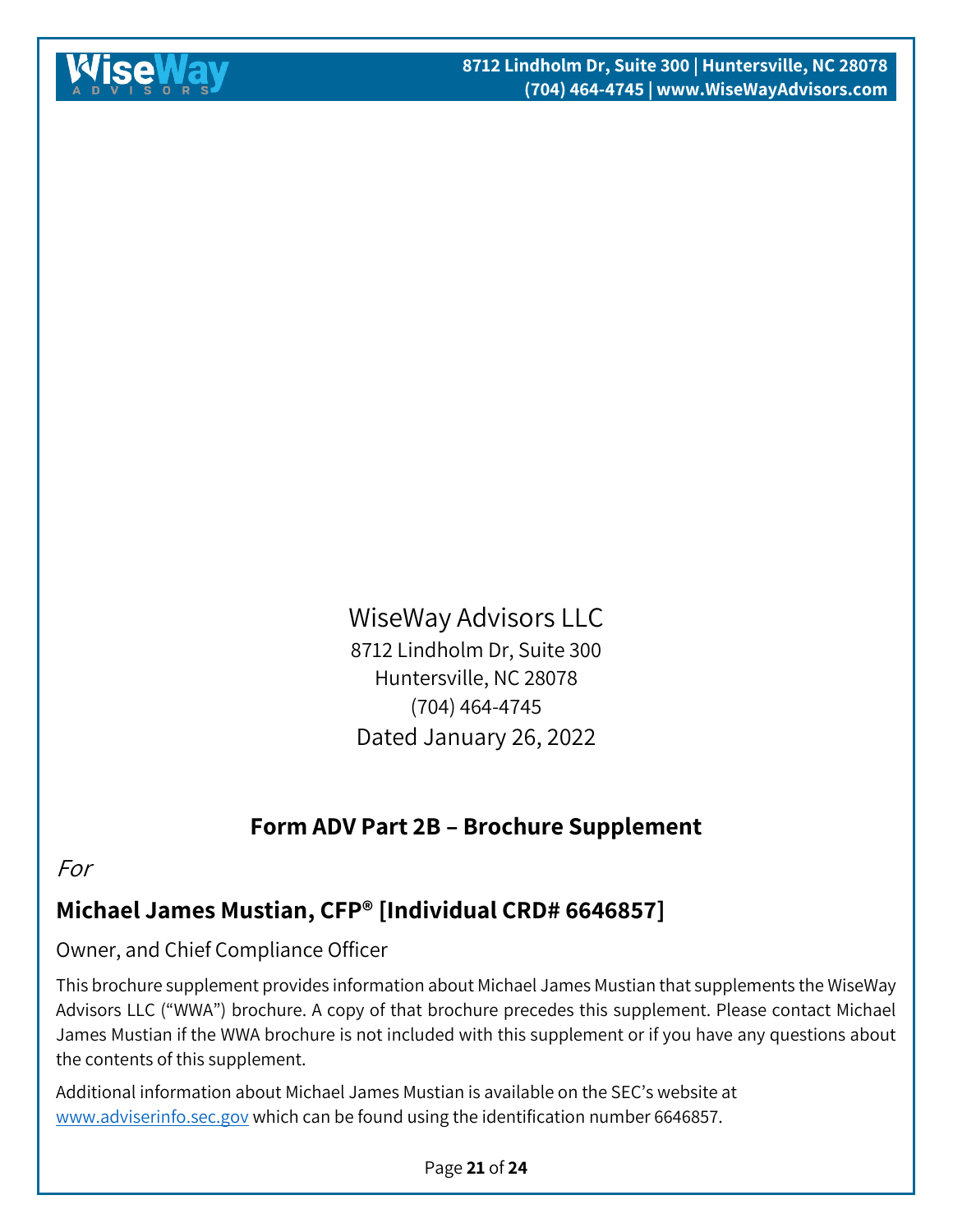WiseWay Advisors LLC
8712 Lindholm Dr, Suite 300
Huntersville, NC 28078
(704) 464-4745
Dated January 26, 2022

## Form ADV Part 2B – Brochure Supplement

*For*

## Michael James Mustian, CFP® [Individual CRD# 6646857]

Owner, and Chief Compliance Officer

This brochure supplement provides information about Michael James Mustian that supplements the WiseWay Advisors LLC ("WWA") brochure. A copy of that brochure precedes this supplement. Please contact Michael James Mustian if the WWA brochure is not included with this supplement or if you have any questions about the contents of this supplement.

Additional information about Michael James Mustian is available on the SEC's website at www.adviserinfo.sec.gov which can be found using the identification number 6646857.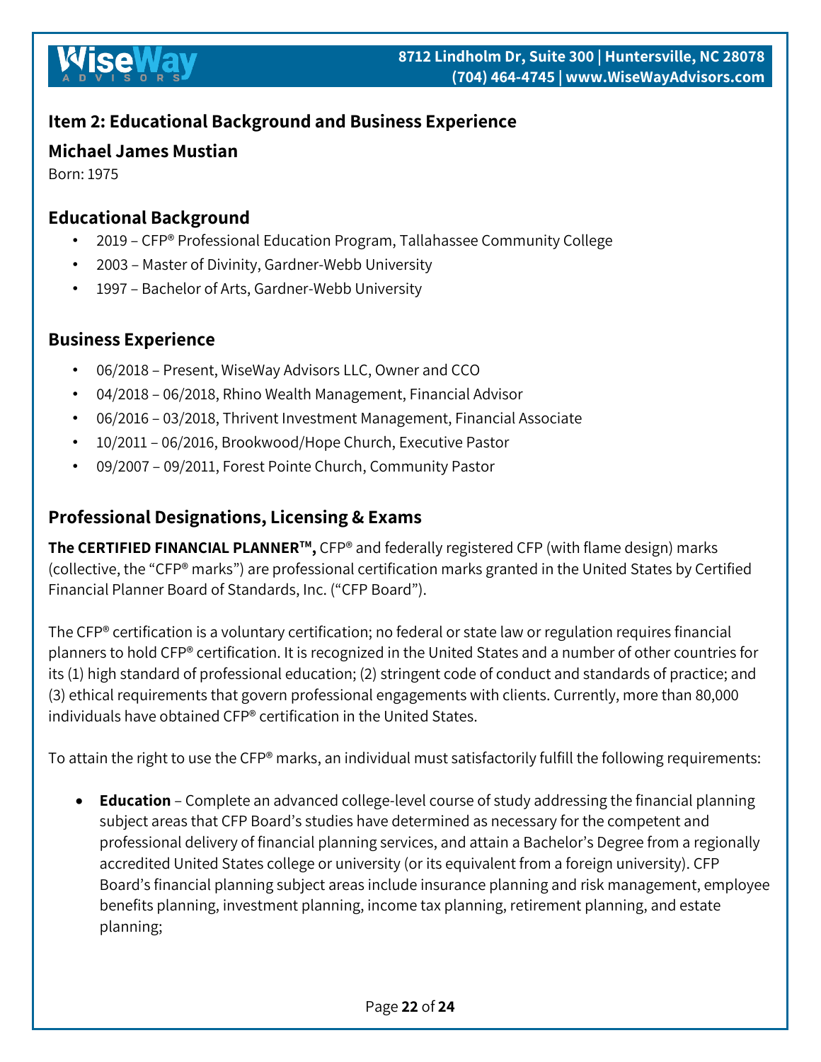## Item 2: Educational Background and Business Experience

### Michael James Mustian

Born: 1975

### Educational Background

- 2019 – CFP® Professional Education Program, Tallahassee Community College
- 2003 – Master of Divinity, Gardner-Webb University
- 1997 – Bachelor of Arts, Gardner-Webb University

### Business Experience

- 06/2018 – Present, WiseWay Advisors LLC, Owner and CCO
- 04/2018 – 06/2018, Rhino Wealth Management, Financial Advisor
- 06/2016 – 03/2018, Thrivent Investment Management, Financial Associate
- 10/2011 – 06/2016, Brookwood/Hope Church, Executive Pastor
- 09/2007 – 09/2011, Forest Pointe Church, Community Pastor

### Professional Designations, Licensing & Exams

**The CERTIFIED FINANCIAL PLANNER™,** CFP® and federally registered CFP (with flame design) marks (collective, the "CFP® marks") are professional certification marks granted in the United States by Certified Financial Planner Board of Standards, Inc. ("CFP Board").

The CFP® certification is a voluntary certification; no federal or state law or regulation requires financial planners to hold CFP® certification. It is recognized in the United States and a number of other countries for its (1) high standard of professional education; (2) stringent code of conduct and standards of practice; and (3) ethical requirements that govern professional engagements with clients. Currently, more than 80,000 individuals have obtained CFP® certification in the United States.

To attain the right to use the CFP® marks, an individual must satisfactorily fulfill the following requirements:

- **Education** – Complete an advanced college-level course of study addressing the financial planning subject areas that CFP Board's studies have determined as necessary for the competent and professional delivery of financial planning services, and attain a Bachelor's Degree from a regionally accredited United States college or university (or its equivalent from a foreign university). CFP Board's financial planning subject areas include insurance planning and risk management, employee benefits planning, investment planning, income tax planning, retirement planning, and estate planning;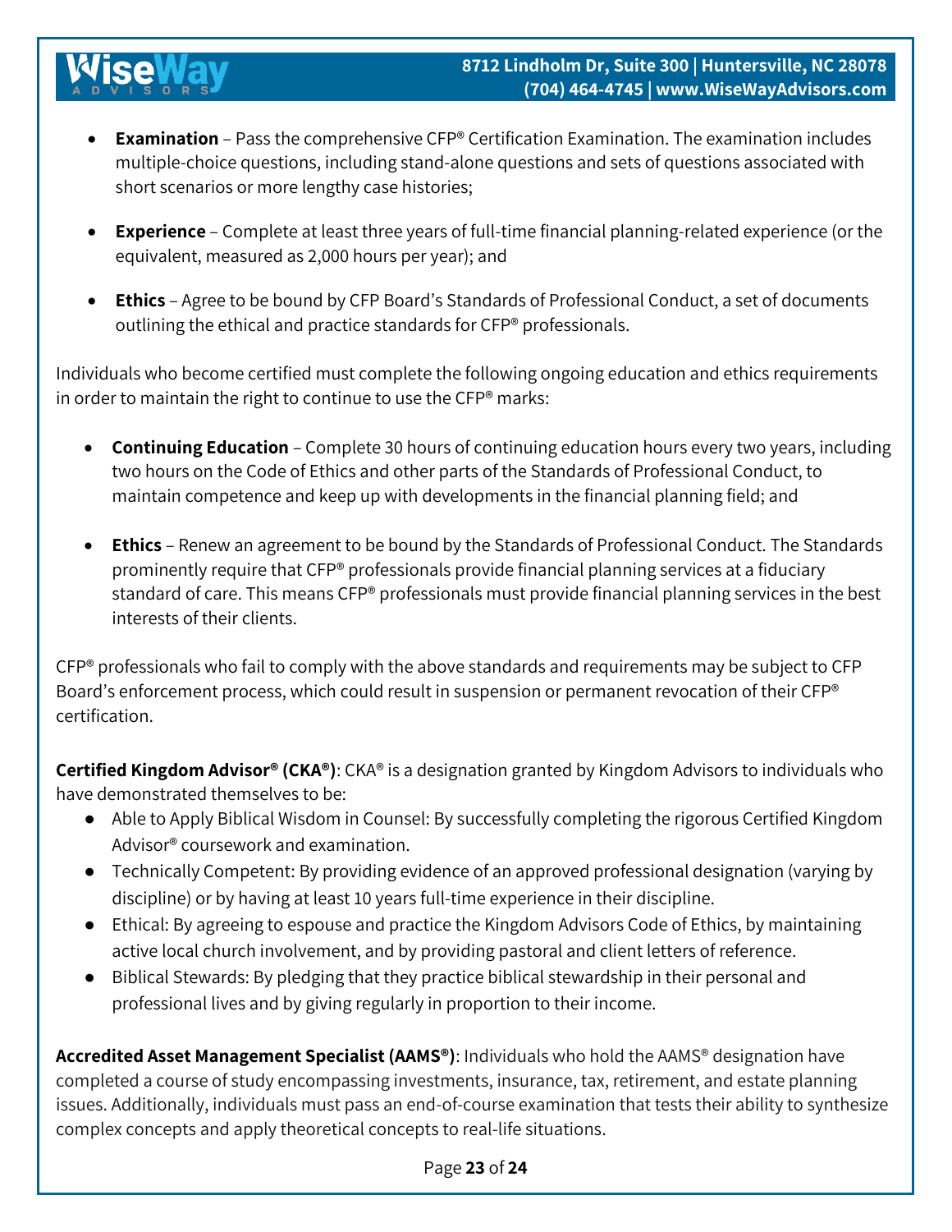- **Examination** – Pass the comprehensive CFP® Certification Examination. The examination includes multiple-choice questions, including stand-alone questions and sets of questions associated with short scenarios or more lengthy case histories;
- **Experience** – Complete at least three years of full-time financial planning-related experience (or the equivalent, measured as 2,000 hours per year); and
- **Ethics** – Agree to be bound by CFP Board's Standards of Professional Conduct, a set of documents outlining the ethical and practice standards for CFP® professionals.

Individuals who become certified must complete the following ongoing education and ethics requirements in order to maintain the right to continue to use the CFP® marks:

- **Continuing Education** – Complete 30 hours of continuing education hours every two years, including two hours on the Code of Ethics and other parts of the Standards of Professional Conduct, to maintain competence and keep up with developments in the financial planning field; and
- **Ethics** – Renew an agreement to be bound by the Standards of Professional Conduct. The Standards prominently require that CFP® professionals provide financial planning services at a fiduciary standard of care. This means CFP® professionals must provide financial planning services in the best interests of their clients.

CFP® professionals who fail to comply with the above standards and requirements may be subject to CFP Board's enforcement process, which could result in suspension or permanent revocation of their CFP® certification.

**Certified Kingdom Advisor® (CKA®)**: CKA® is a designation granted by Kingdom Advisors to individuals who have demonstrated themselves to be:

- Able to Apply Biblical Wisdom in Counsel: By successfully completing the rigorous Certified Kingdom Advisor® coursework and examination.
- Technically Competent: By providing evidence of an approved professional designation (varying by discipline) or by having at least 10 years full-time experience in their discipline.
- Ethical: By agreeing to espouse and practice the Kingdom Advisors Code of Ethics, by maintaining active local church involvement, and by providing pastoral and client letters of reference.
- Biblical Stewards: By pledging that they practice biblical stewardship in their personal and professional lives and by giving regularly in proportion to their income.

**Accredited Asset Management Specialist (AAMS®)**: Individuals who hold the AAMS® designation have completed a course of study encompassing investments, insurance, tax, retirement, and estate planning issues. Additionally, individuals must pass an end-of-course examination that tests their ability to synthesize complex concepts and apply theoretical concepts to real-life situations.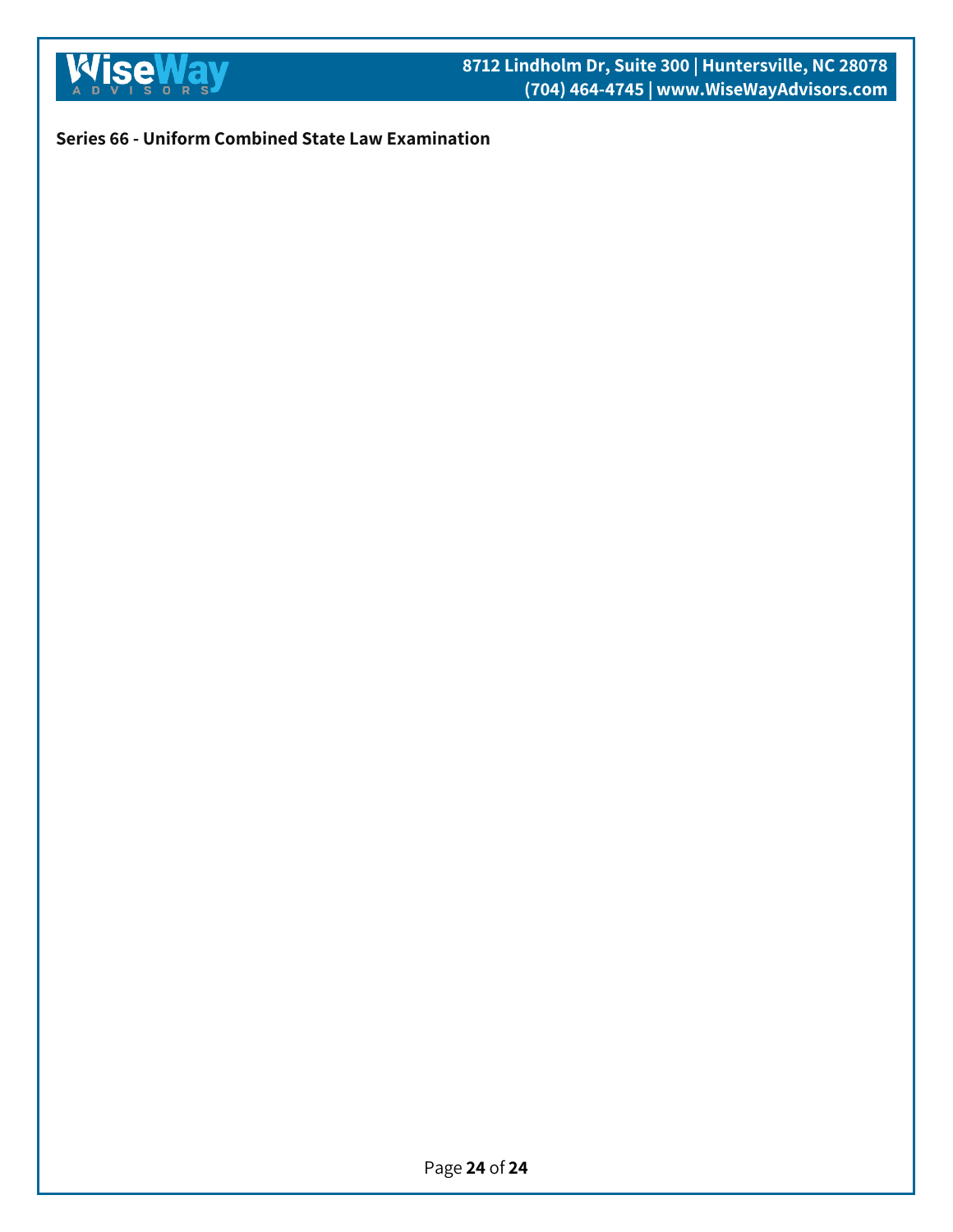**Series 66 - Uniform Combined State Law Examination**